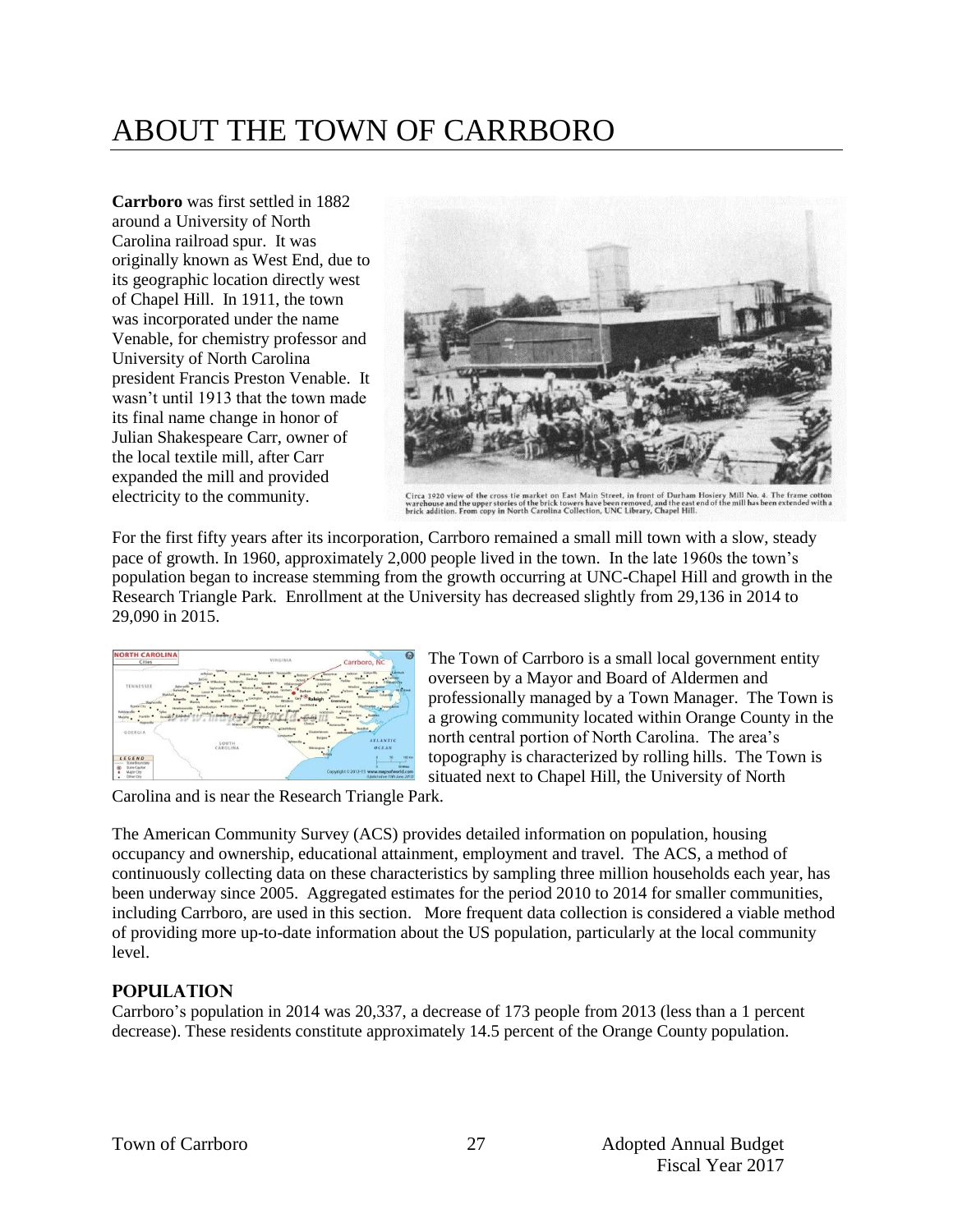# ABOUT THE TOWN OF CARRBORO

**Carrboro** was first settled in 1882 around a University of North Carolina railroad spur. It was originally known as West End, due to its geographic location directly west of Chapel Hill. In 1911, the town was incorporated under the name Venable, for chemistry professor and University of North Carolina president Francis Preston Venable. It wasn't until 1913 that the town made its final name change in honor of Julian Shakespeare Carr, owner of the local textile mill, after Carr expanded the mill and provided electricity to the community.

Circa 1920 view of the cross tie market on East Main Street, in front of Durham Hosiery Mill No. 4. The frame cotton warehouse and the upper stories of the brick towers have been removed, and the east end of the mill has been extended with a brick addition. From copy in North Carolina Collection, UNC Library, Chapel Hill.

For the first fifty years after its incorporation, Carrboro remained a small mill town with a slow, steady pace of growth. In 1960, approximately 2,000 people lived in the town. In the late 1960s the town's population began to increase stemming from the growth occurring at UNC-Chapel Hill and growth in the Research Triangle Park. Enrollment at the University has decreased slightly from 29,136 in 2014 to 29,090 in 2015.

The Town of Carrboro is a small local government entity overseen by a Mayor and Board of Aldermen and professionally managed by a Town Manager. The Town is a growing community located within Orange County in the north central portion of North Carolina. The area's topography is characterized by rolling hills. The Town is situated next to Chapel Hill, the University of North Carolina and is near the Research Triangle Park.

The American Community Survey (ACS) provides detailed information on population, housing occupancy and ownership, educational attainment, employment and travel. The ACS, a method of continuously collecting data on these characteristics by sampling three million households each year, has been underway since 2005. Aggregated estimates for the period 2010 to 2014 for smaller communities, including Carrboro, are used in this section. More frequent data collection is considered a viable method of providing more up-to-date information about the US population, particularly at the local community level.

## POPULATION

Carrboro's population in 2014 was 20,337, a decrease of 173 people from 2013 (less than a 1 percent decrease). These residents constitute approximately 14.5 percent of the Orange County population.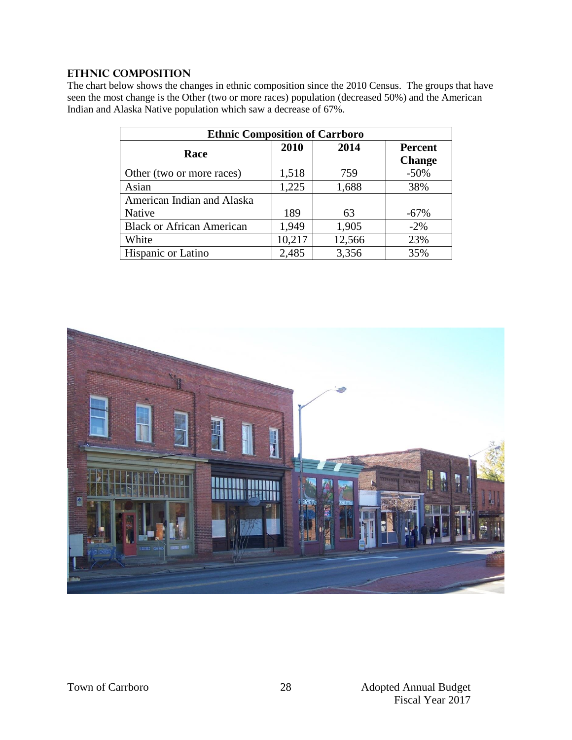## ETHNIC COMPOSITION

The chart below shows the changes in ethnic composition since the 2010 Census. The groups that have seen the most change is the Other (two or more races) population (decreased 50%) and the American Indian and Alaska Native population which saw a decrease of 67%.

| Ethnic Composition of Carrboro | | | |
|---|---|---|---|
| **Race** | **2010** | **2014** | **Percent Change** |
| Other (two or more races) | 1,518 | 759 | -50% |
| Asian | 1,225 | 1,688 | 38% |
| American Indian and Alaska Native | 189 | 63 | -67% |
| Black or African American | 1,949 | 1,905 | -2% |
| White | 10,217 | 12,566 | 23% |
| Hispanic or Latino | 2,485 | 3,356 | 35% |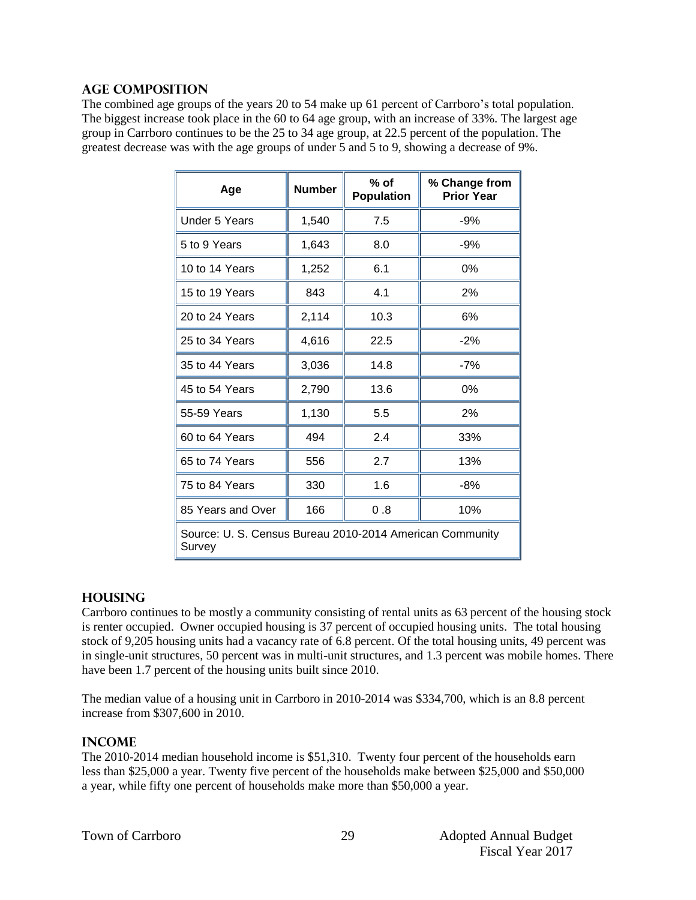## AGE COMPOSITION

The combined age groups of the years 20 to 54 make up 61 percent of Carrboro's total population. The biggest increase took place in the 60 to 64 age group, with an increase of 33%. The largest age group in Carrboro continues to be the 25 to 34 age group, at 22.5 percent of the population. The greatest decrease was with the age groups of under 5 and 5 to 9, showing a decrease of 9%.

| Age | Number | % of Population | % Change from Prior Year |
|---|---|---|---|
| Under 5 Years | 1,540 | 7.5 | -9% |
| 5 to 9 Years | 1,643 | 8.0 | -9% |
| 10 to 14 Years | 1,252 | 6.1 | 0% |
| 15 to 19 Years | 843 | 4.1 | 2% |
| 20 to 24 Years | 2,114 | 10.3 | 6% |
| 25 to 34 Years | 4,616 | 22.5 | -2% |
| 35 to 44 Years | 3,036 | 14.8 | -7% |
| 45 to 54 Years | 2,790 | 13.6 | 0% |
| 55-59 Years | 1,130 | 5.5 | 2% |
| 60 to 64 Years | 494 | 2.4 | 33% |
| 65 to 74 Years | 556 | 2.7 | 13% |
| 75 to 84 Years | 330 | 1.6 | -8% |
| 85 Years and Over | 166 | 0 .8 | 10% |
| Source: U. S. Census Bureau 2010-2014 American Community Survey | | | |

## HOUSING

Carrboro continues to be mostly a community consisting of rental units as 63 percent of the housing stock is renter occupied. Owner occupied housing is 37 percent of occupied housing units. The total housing stock of 9,205 housing units had a vacancy rate of 6.8 percent. Of the total housing units, 49 percent was in single-unit structures, 50 percent was in multi-unit structures, and 1.3 percent was mobile homes. There have been 1.7 percent of the housing units built since 2010.

The median value of a housing unit in Carrboro in 2010-2014 was $334,700, which is an 8.8 percent increase from $307,600 in 2010.

## INCOME

The 2010-2014 median household income is $51,310. Twenty four percent of the households earn less than $25,000 a year. Twenty five percent of the households make between $25,000 and $50,000 a year, while fifty one percent of households make more than $50,000 a year.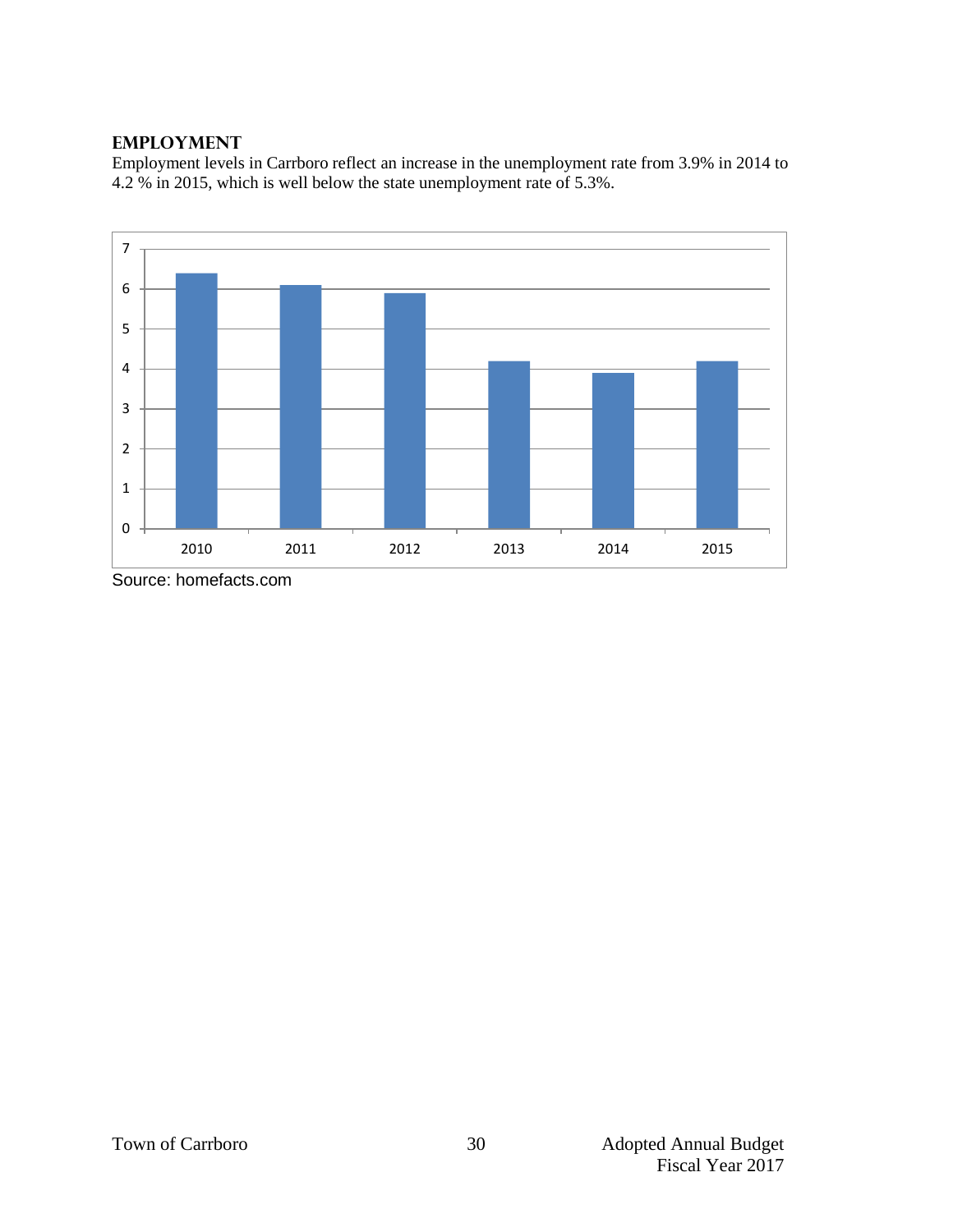## EMPLOYMENT

Employment levels in Carrboro reflect an increase in the unemployment rate from 3.9% in 2014 to 4.2 % in 2015, which is well below the state unemployment rate of 5.3%.

Source: homefacts.com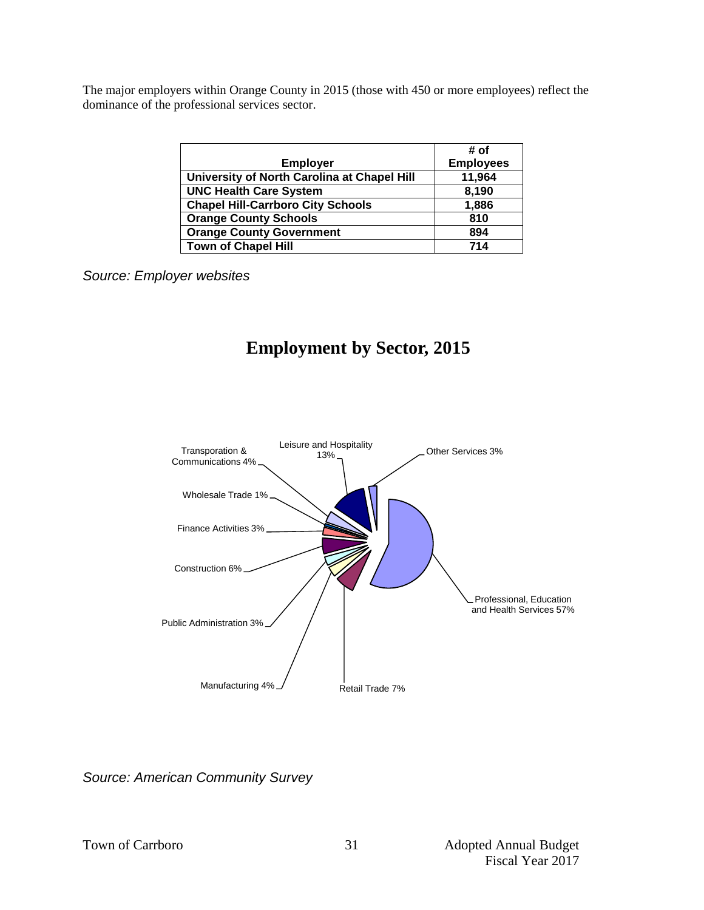The major employers within Orange County in 2015 (those with 450 or more employees) reflect the dominance of the professional services sector.

| Employer | # of Employees |
|---|---|
| University of North Carolina at Chapel Hill | 11,964 |
| UNC Health Care System | 8,190 |
| Chapel Hill-Carrboro City Schools | 1,886 |
| Orange County Schools | 810 |
| Orange County Government | 894 |
| Town of Chapel Hill | 714 |

*Source: Employer websites*

## Employment by Sector, 2015

Leisure and Hospitality 13%
Other Services 3%
Transporation & Communications 4%
Wholesale Trade 1%
Finance Activities 3%
Construction 6%
Public Administration 3%
Manufacturing 4%
Retail Trade 7%
Professional, Education and Health Services 57%

*Source: American Community Survey*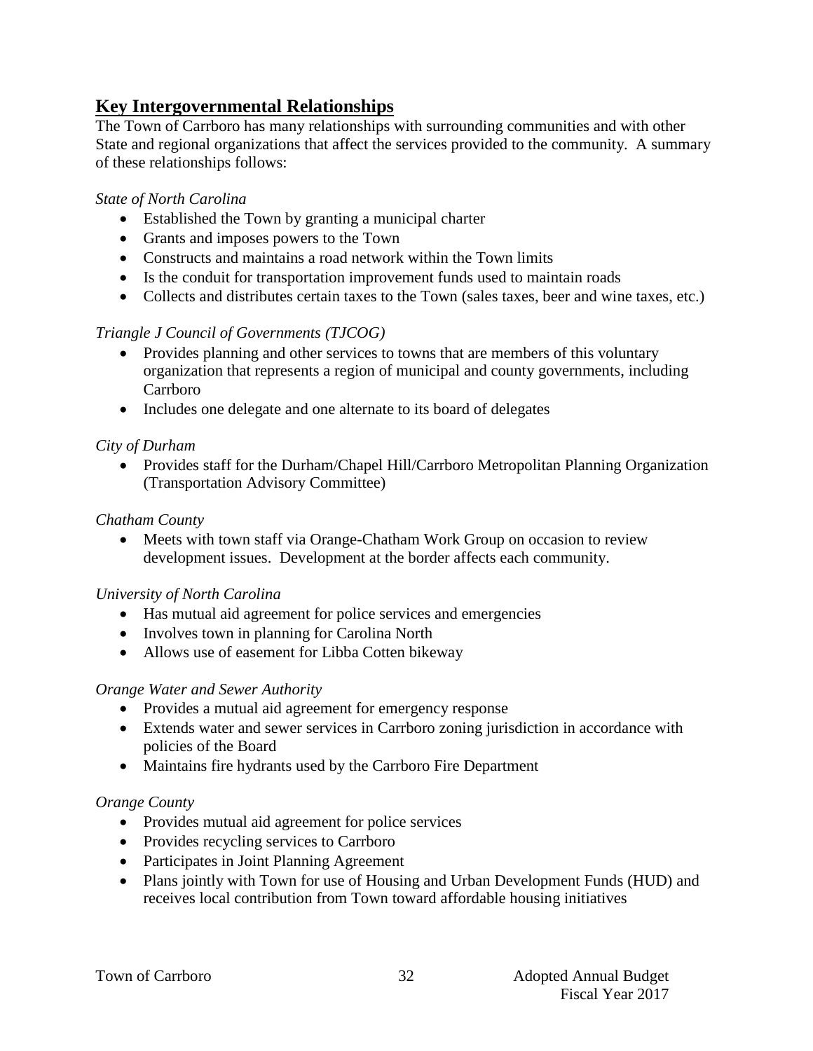## Key Intergovernmental Relationships

The Town of Carrboro has many relationships with surrounding communities and with other State and regional organizations that affect the services provided to the community. A summary of these relationships follows:

*State of North Carolina*

- Established the Town by granting a municipal charter
- Grants and imposes powers to the Town
- Constructs and maintains a road network within the Town limits
- Is the conduit for transportation improvement funds used to maintain roads
- Collects and distributes certain taxes to the Town (sales taxes, beer and wine taxes, etc.)

*Triangle J Council of Governments (TJCOG)*

- Provides planning and other services to towns that are members of this voluntary organization that represents a region of municipal and county governments, including Carrboro
- Includes one delegate and one alternate to its board of delegates

*City of Durham*

- Provides staff for the Durham/Chapel Hill/Carrboro Metropolitan Planning Organization (Transportation Advisory Committee)

*Chatham County*

- Meets with town staff via Orange-Chatham Work Group on occasion to review development issues. Development at the border affects each community.

*University of North Carolina*

- Has mutual aid agreement for police services and emergencies
- Involves town in planning for Carolina North
- Allows use of easement for Libba Cotten bikeway

*Orange Water and Sewer Authority*

- Provides a mutual aid agreement for emergency response
- Extends water and sewer services in Carrboro zoning jurisdiction in accordance with policies of the Board
- Maintains fire hydrants used by the Carrboro Fire Department

*Orange County*

- Provides mutual aid agreement for police services
- Provides recycling services to Carrboro
- Participates in Joint Planning Agreement
- Plans jointly with Town for use of Housing and Urban Development Funds (HUD) and receives local contribution from Town toward affordable housing initiatives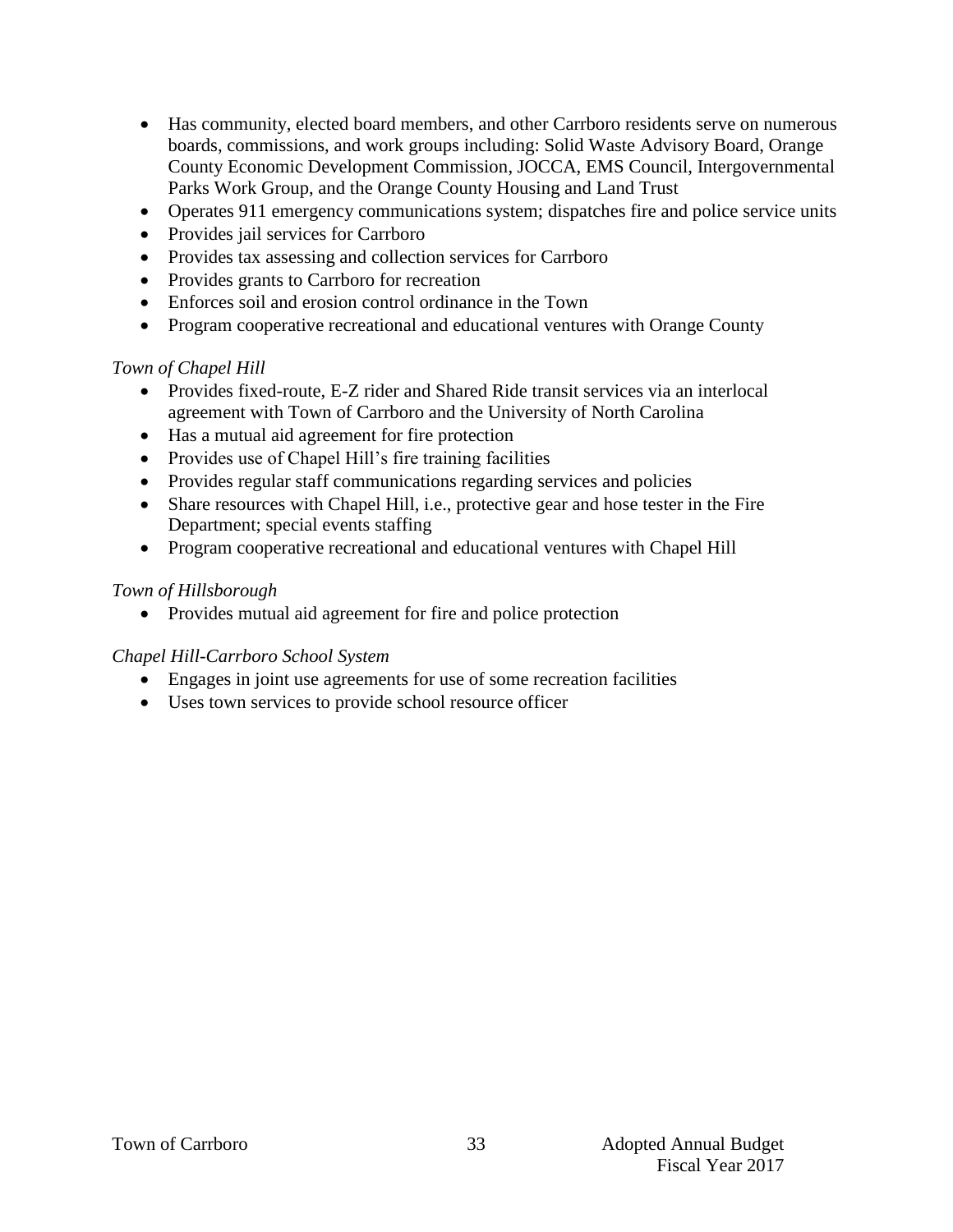- Has community, elected board members, and other Carrboro residents serve on numerous boards, commissions, and work groups including: Solid Waste Advisory Board, Orange County Economic Development Commission, JOCCA, EMS Council, Intergovernmental Parks Work Group, and the Orange County Housing and Land Trust
- Operates 911 emergency communications system; dispatches fire and police service units
- Provides jail services for Carrboro
- Provides tax assessing and collection services for Carrboro
- Provides grants to Carrboro for recreation
- Enforces soil and erosion control ordinance in the Town
- Program cooperative recreational and educational ventures with Orange County

*Town of Chapel Hill*

- Provides fixed-route, E-Z rider and Shared Ride transit services via an interlocal agreement with Town of Carrboro and the University of North Carolina
- Has a mutual aid agreement for fire protection
- Provides use of Chapel Hill's fire training facilities
- Provides regular staff communications regarding services and policies
- Share resources with Chapel Hill, i.e., protective gear and hose tester in the Fire Department; special events staffing
- Program cooperative recreational and educational ventures with Chapel Hill

*Town of Hillsborough*

- Provides mutual aid agreement for fire and police protection

*Chapel Hill-Carrboro School System*

- Engages in joint use agreements for use of some recreation facilities
- Uses town services to provide school resource officer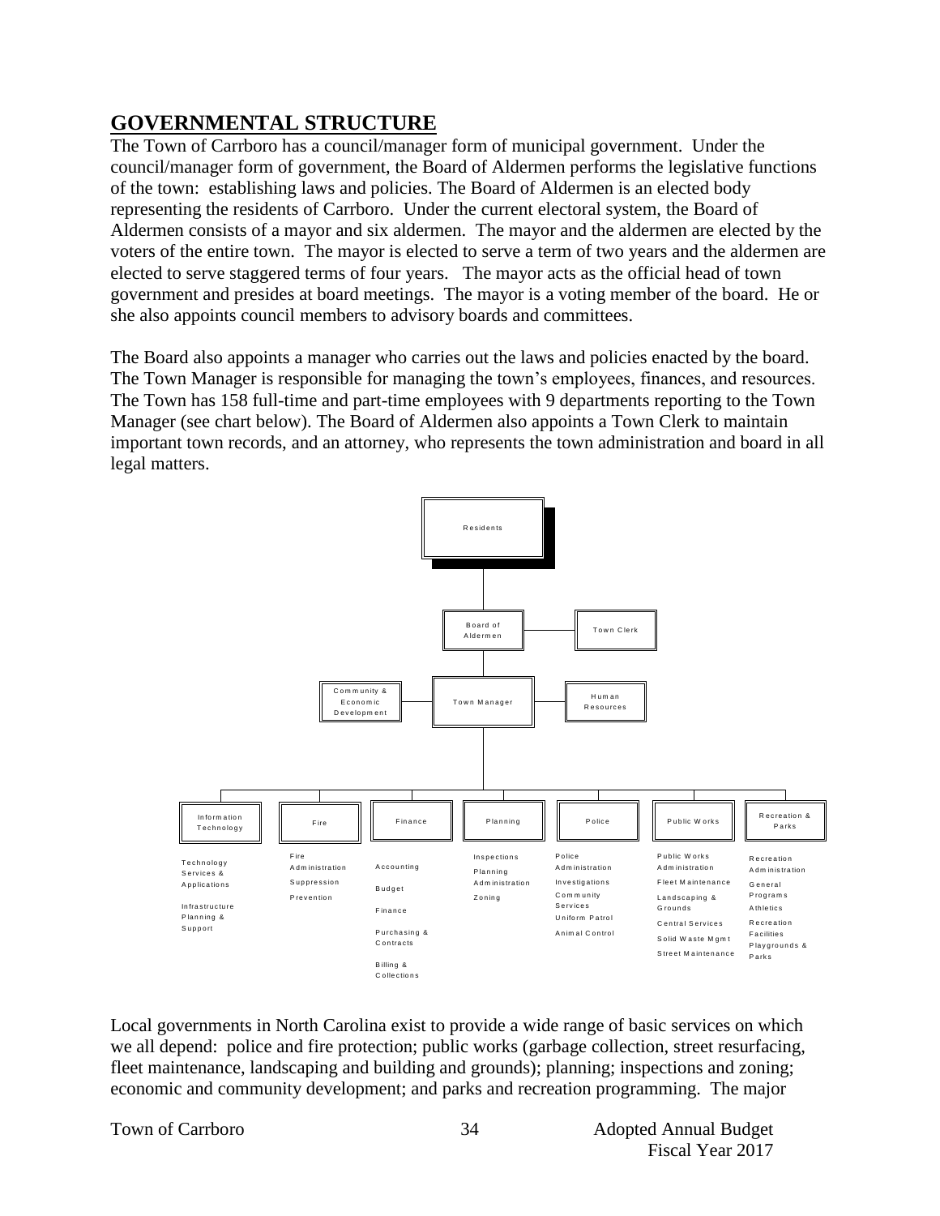## GOVERNMENTAL STRUCTURE

The Town of Carrboro has a council/manager form of municipal government. Under the council/manager form of government, the Board of Aldermen performs the legislative functions of the town: establishing laws and policies. The Board of Aldermen is an elected body representing the residents of Carrboro. Under the current electoral system, the Board of Aldermen consists of a mayor and six aldermen. The mayor and the aldermen are elected by the voters of the entire town. The mayor is elected to serve a term of two years and the aldermen are elected to serve staggered terms of four years. The mayor acts as the official head of town government and presides at board meetings. The mayor is a voting member of the board. He or she also appoints council members to advisory boards and committees.

The Board also appoints a manager who carries out the laws and policies enacted by the board. The Town Manager is responsible for managing the town's employees, finances, and resources. The Town has 158 full-time and part-time employees with 9 departments reporting to the Town Manager (see chart below). The Board of Aldermen also appoints a Town Clerk to maintain important town records, and an attorney, who represents the town administration and board in all legal matters.

- Residents
  - Board of Aldermen
    - Town Clerk
    - Town Manager
      - Community & Economic Development
      - Human Resources
      - Information Technology
        - Technology Services & Applications
        - Infrastructure Planning & Support
      - Fire
        - Fire Administration
        - Suppression
        - Prevention
      - Finance
        - Accounting
        - Budget
        - Finance
        - Purchasing & Contracts
        - Billing & Collections
      - Planning
        - Inspections
        - Planning Administration
        - Zoning
      - Police
        - Police Administration
        - Investigations
        - Community Services
        - Uniform Patrol
        - Animal Control
      - Public Works
        - Public Works Administration
        - Fleet Maintenance
        - Landscaping & Grounds
        - Central Services
        - Solid Waste Mgmt
        - Street Maintenance
      - Recreation & Parks
        - Recreation Administration
        - General Programs
        - Athletics
        - Recreation Facilities
        - Playgrounds & Parks

Local governments in North Carolina exist to provide a wide range of basic services on which we all depend: police and fire protection; public works (garbage collection, street resurfacing, fleet maintenance, landscaping and building and grounds); planning; inspections and zoning; economic and community development; and parks and recreation programming. The major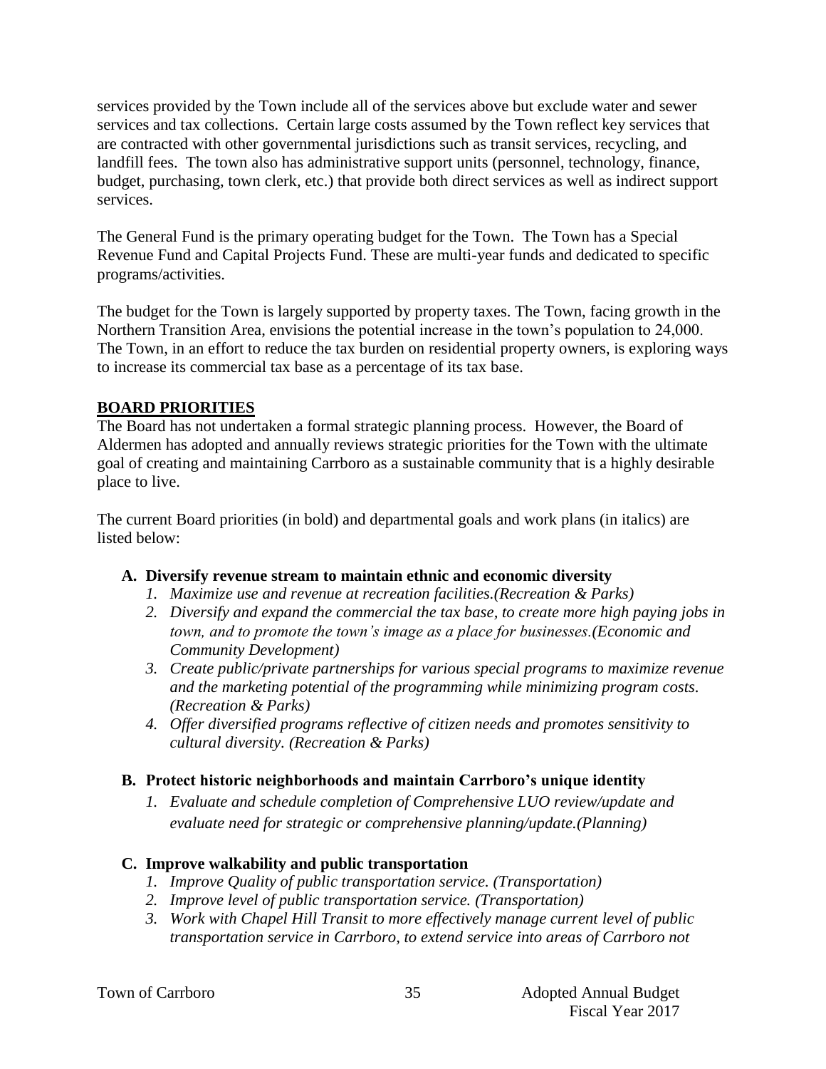services provided by the Town include all of the services above but exclude water and sewer services and tax collections. Certain large costs assumed by the Town reflect key services that are contracted with other governmental jurisdictions such as transit services, recycling, and landfill fees. The town also has administrative support units (personnel, technology, finance, budget, purchasing, town clerk, etc.) that provide both direct services as well as indirect support services.

The General Fund is the primary operating budget for the Town. The Town has a Special Revenue Fund and Capital Projects Fund. These are multi-year funds and dedicated to specific programs/activities.

The budget for the Town is largely supported by property taxes. The Town, facing growth in the Northern Transition Area, envisions the potential increase in the town's population to 24,000. The Town, in an effort to reduce the tax burden on residential property owners, is exploring ways to increase its commercial tax base as a percentage of its tax base.

## BOARD PRIORITIES

The Board has not undertaken a formal strategic planning process. However, the Board of Aldermen has adopted and annually reviews strategic priorities for the Town with the ultimate goal of creating and maintaining Carrboro as a sustainable community that is a highly desirable place to live.

The current Board priorities (in bold) and departmental goals and work plans (in italics) are listed below:

**A. Diversify revenue stream to maintain ethnic and economic diversity**

1. *Maximize use and revenue at recreation facilities.(Recreation & Parks)*
2. *Diversify and expand the commercial the tax base, to create more high paying jobs in town, and to promote the town's image as a place for businesses.(Economic and Community Development)*
3. *Create public/private partnerships for various special programs to maximize revenue and the marketing potential of the programming while minimizing program costs. (Recreation & Parks)*
4. *Offer diversified programs reflective of citizen needs and promotes sensitivity to cultural diversity. (Recreation & Parks)*

**B. Protect historic neighborhoods and maintain Carrboro's unique identity**

1. *Evaluate and schedule completion of Comprehensive LUO review/update and evaluate need for strategic or comprehensive planning/update.(Planning)*

**C. Improve walkability and public transportation**

1. *Improve Quality of public transportation service. (Transportation)*
2. *Improve level of public transportation service. (Transportation)*
3. *Work with Chapel Hill Transit to more effectively manage current level of public transportation service in Carrboro, to extend service into areas of Carrboro not*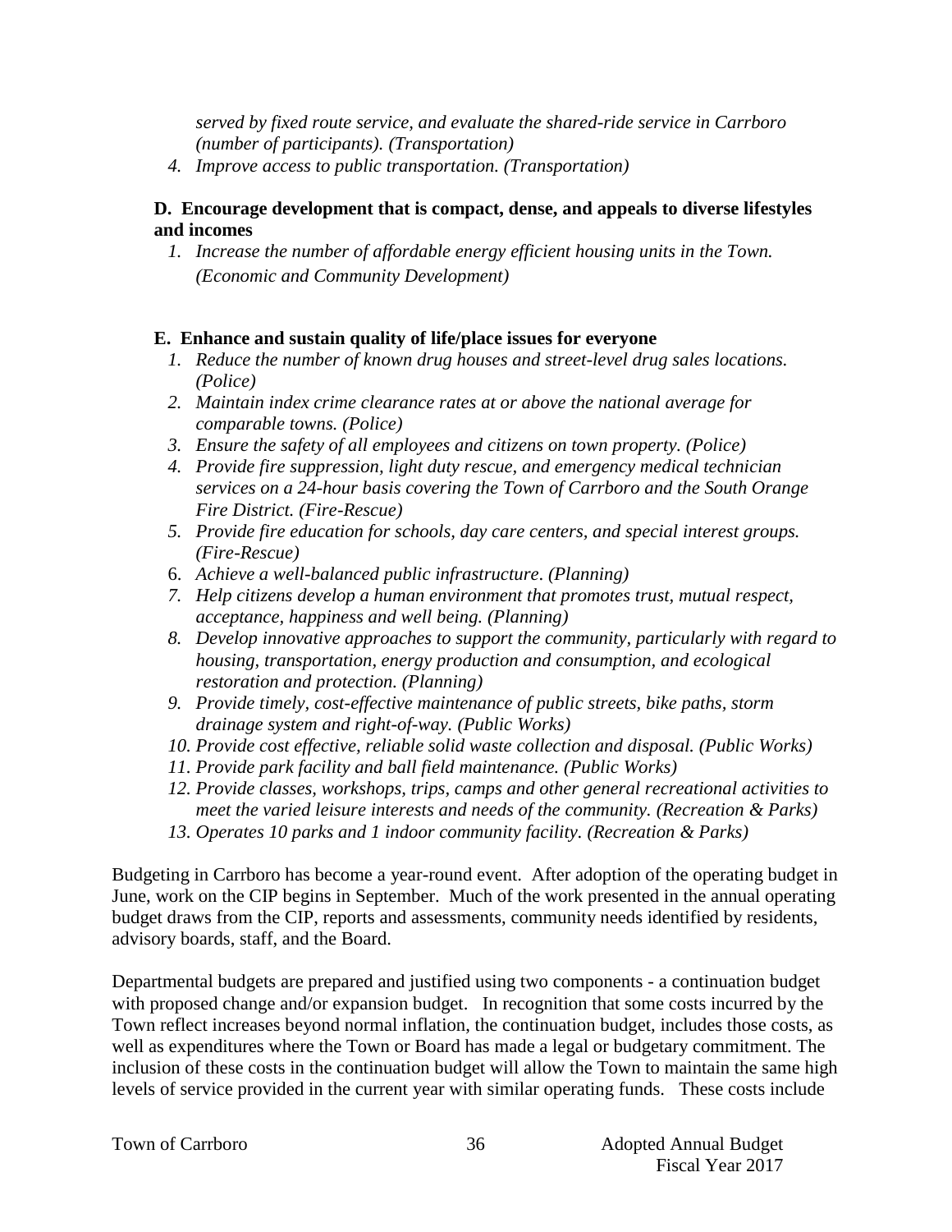*served by fixed route service, and evaluate the shared-ride service in Carrboro (number of participants). (Transportation)*

4. *Improve access to public transportation. (Transportation)*

**D. Encourage development that is compact, dense, and appeals to diverse lifestyles and incomes**

1. *Increase the number of affordable energy efficient housing units in the Town. (Economic and Community Development)*

**E. Enhance and sustain quality of life/place issues for everyone**

1. *Reduce the number of known drug houses and street-level drug sales locations. (Police)*
2. *Maintain index crime clearance rates at or above the national average for comparable towns. (Police)*
3. *Ensure the safety of all employees and citizens on town property. (Police)*
4. *Provide fire suppression, light duty rescue, and emergency medical technician services on a 24-hour basis covering the Town of Carrboro and the South Orange Fire District. (Fire-Rescue)*
5. *Provide fire education for schools, day care centers, and special interest groups. (Fire-Rescue)*
6. *Achieve a well-balanced public infrastructure. (Planning)*
7. *Help citizens develop a human environment that promotes trust, mutual respect, acceptance, happiness and well being. (Planning)*
8. *Develop innovative approaches to support the community, particularly with regard to housing, transportation, energy production and consumption, and ecological restoration and protection. (Planning)*
9. *Provide timely, cost-effective maintenance of public streets, bike paths, storm drainage system and right-of-way. (Public Works)*
10. *Provide cost effective, reliable solid waste collection and disposal. (Public Works)*
11. *Provide park facility and ball field maintenance. (Public Works)*
12. *Provide classes, workshops, trips, camps and other general recreational activities to meet the varied leisure interests and needs of the community. (Recreation & Parks)*
13. *Operates 10 parks and 1 indoor community facility. (Recreation & Parks)*

Budgeting in Carrboro has become a year-round event. After adoption of the operating budget in June, work on the CIP begins in September. Much of the work presented in the annual operating budget draws from the CIP, reports and assessments, community needs identified by residents, advisory boards, staff, and the Board.

Departmental budgets are prepared and justified using two components - a continuation budget with proposed change and/or expansion budget. In recognition that some costs incurred by the Town reflect increases beyond normal inflation, the continuation budget, includes those costs, as well as expenditures where the Town or Board has made a legal or budgetary commitment. The inclusion of these costs in the continuation budget will allow the Town to maintain the same high levels of service provided in the current year with similar operating funds. These costs include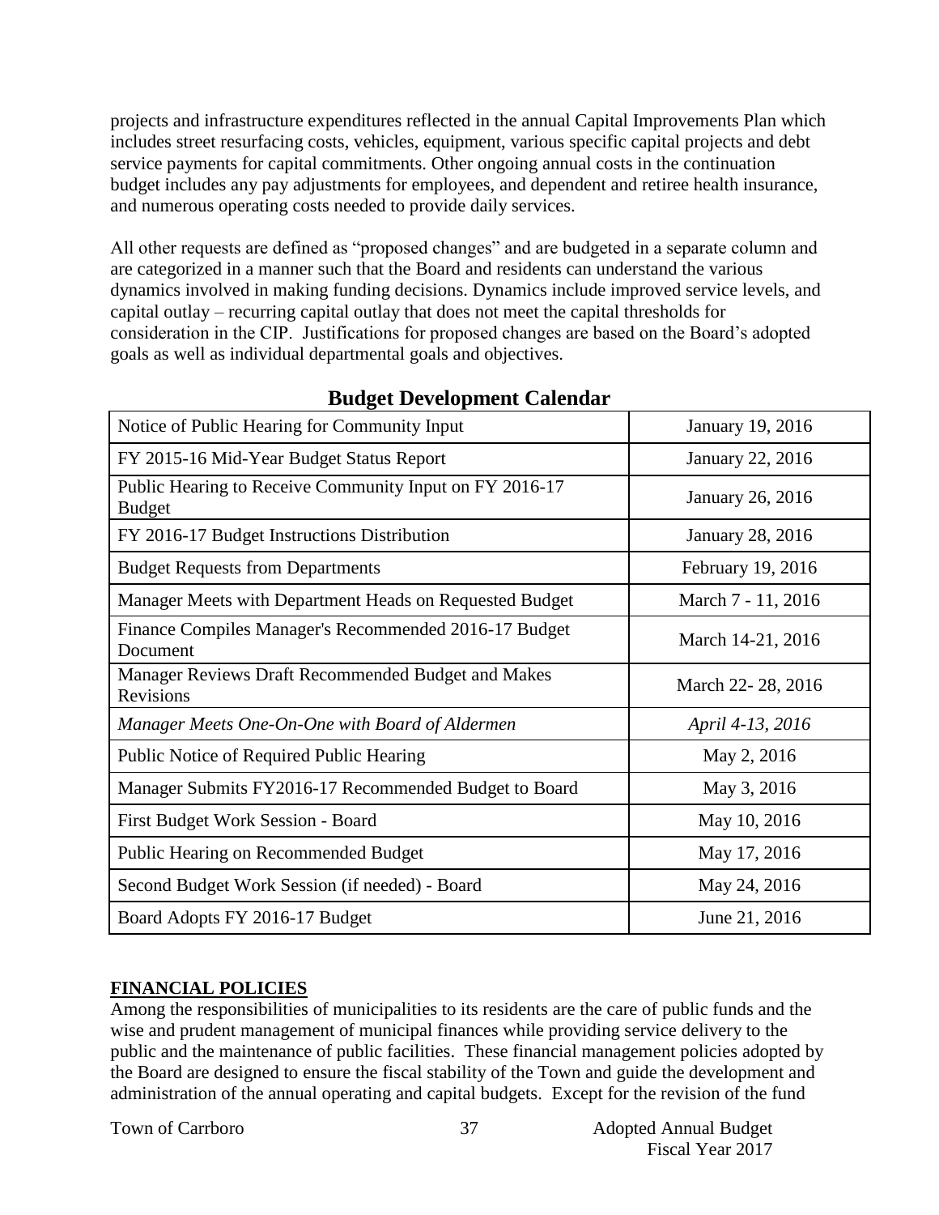projects and infrastructure expenditures reflected in the annual Capital Improvements Plan which includes street resurfacing costs, vehicles, equipment, various specific capital projects and debt service payments for capital commitments. Other ongoing annual costs in the continuation budget includes any pay adjustments for employees, and dependent and retiree health insurance, and numerous operating costs needed to provide daily services.

All other requests are defined as "proposed changes" and are budgeted in a separate column and are categorized in a manner such that the Board and residents can understand the various dynamics involved in making funding decisions. Dynamics include improved service levels, and capital outlay – recurring capital outlay that does not meet the capital thresholds for consideration in the CIP. Justifications for proposed changes are based on the Board's adopted goals as well as individual departmental goals and objectives.

## Budget Development Calendar

| | |
|---|---|
| Notice of Public Hearing for Community Input | January 19, 2016 |
| FY 2015-16 Mid-Year Budget Status Report | January 22, 2016 |
| Public Hearing to Receive Community Input on FY 2016-17 Budget | January 26, 2016 |
| FY 2016-17 Budget Instructions Distribution | January 28, 2016 |
| Budget Requests from Departments | February 19, 2016 |
| Manager Meets with Department Heads on Requested Budget | March 7 - 11, 2016 |
| Finance Compiles Manager's Recommended 2016-17 Budget Document | March 14-21, 2016 |
| Manager Reviews Draft Recommended Budget and Makes Revisions | March 22- 28, 2016 |
| *Manager Meets One-On-One with Board of Aldermen* | *April 4-13, 2016* |
| Public Notice of Required Public Hearing | May 2, 2016 |
| Manager Submits FY2016-17 Recommended Budget to Board | May 3, 2016 |
| First Budget Work Session - Board | May 10, 2016 |
| Public Hearing on Recommended Budget | May 17, 2016 |
| Second Budget Work Session (if needed) - Board | May 24, 2016 |
| Board Adopts FY 2016-17 Budget | June 21, 2016 |

## FINANCIAL POLICIES

Among the responsibilities of municipalities to its residents are the care of public funds and the wise and prudent management of municipal finances while providing service delivery to the public and the maintenance of public facilities. These financial management policies adopted by the Board are designed to ensure the fiscal stability of the Town and guide the development and administration of the annual operating and capital budgets. Except for the revision of the fund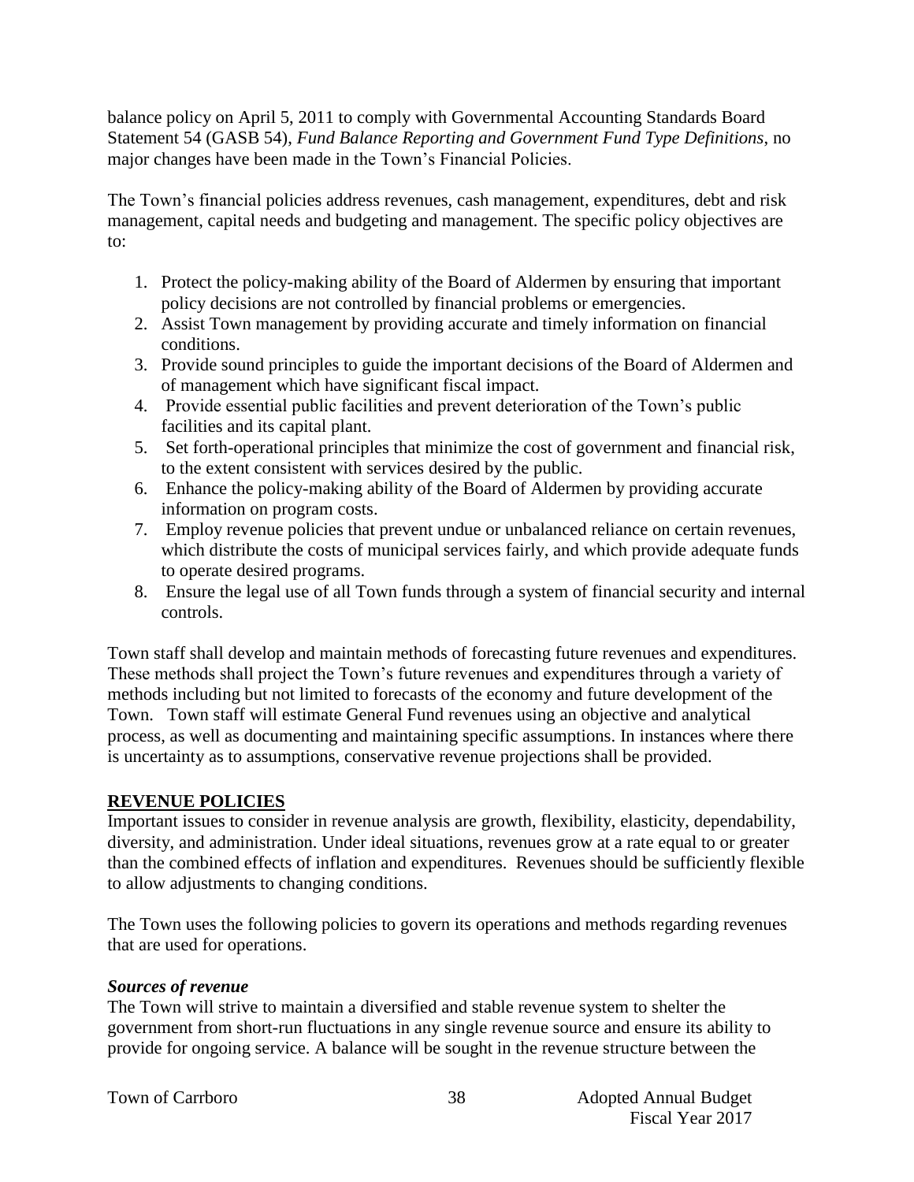balance policy on April 5, 2011 to comply with Governmental Accounting Standards Board Statement 54 (GASB 54), *Fund Balance Reporting and Government Fund Type Definitions*, no major changes have been made in the Town's Financial Policies.

The Town's financial policies address revenues, cash management, expenditures, debt and risk management, capital needs and budgeting and management. The specific policy objectives are to:

1. Protect the policy-making ability of the Board of Aldermen by ensuring that important policy decisions are not controlled by financial problems or emergencies.
2. Assist Town management by providing accurate and timely information on financial conditions.
3. Provide sound principles to guide the important decisions of the Board of Aldermen and of management which have significant fiscal impact.
4. Provide essential public facilities and prevent deterioration of the Town's public facilities and its capital plant.
5. Set forth-operational principles that minimize the cost of government and financial risk, to the extent consistent with services desired by the public.
6. Enhance the policy-making ability of the Board of Aldermen by providing accurate information on program costs.
7. Employ revenue policies that prevent undue or unbalanced reliance on certain revenues, which distribute the costs of municipal services fairly, and which provide adequate funds to operate desired programs.
8. Ensure the legal use of all Town funds through a system of financial security and internal controls.

Town staff shall develop and maintain methods of forecasting future revenues and expenditures. These methods shall project the Town's future revenues and expenditures through a variety of methods including but not limited to forecasts of the economy and future development of the Town. Town staff will estimate General Fund revenues using an objective and analytical process, as well as documenting and maintaining specific assumptions. In instances where there is uncertainty as to assumptions, conservative revenue projections shall be provided.

## REVENUE POLICIES

Important issues to consider in revenue analysis are growth, flexibility, elasticity, dependability, diversity, and administration. Under ideal situations, revenues grow at a rate equal to or greater than the combined effects of inflation and expenditures. Revenues should be sufficiently flexible to allow adjustments to changing conditions.

The Town uses the following policies to govern its operations and methods regarding revenues that are used for operations.

### *Sources of revenue*

The Town will strive to maintain a diversified and stable revenue system to shelter the government from short-run fluctuations in any single revenue source and ensure its ability to provide for ongoing service. A balance will be sought in the revenue structure between the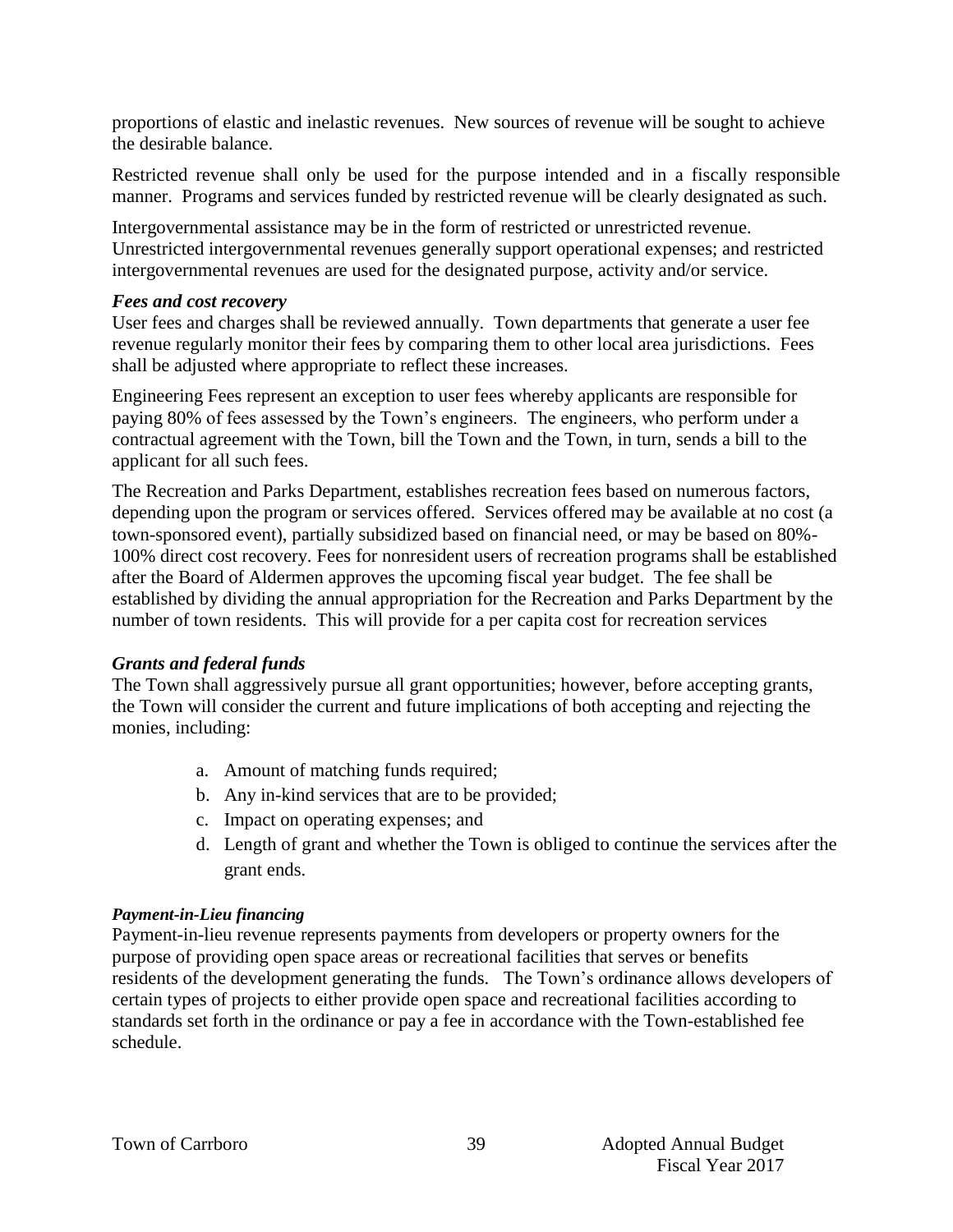proportions of elastic and inelastic revenues. New sources of revenue will be sought to achieve the desirable balance.

Restricted revenue shall only be used for the purpose intended and in a fiscally responsible manner. Programs and services funded by restricted revenue will be clearly designated as such.

Intergovernmental assistance may be in the form of restricted or unrestricted revenue. Unrestricted intergovernmental revenues generally support operational expenses; and restricted intergovernmental revenues are used for the designated purpose, activity and/or service.

***Fees and cost recovery***

User fees and charges shall be reviewed annually. Town departments that generate a user fee revenue regularly monitor their fees by comparing them to other local area jurisdictions. Fees shall be adjusted where appropriate to reflect these increases.

Engineering Fees represent an exception to user fees whereby applicants are responsible for paying 80% of fees assessed by the Town's engineers. The engineers, who perform under a contractual agreement with the Town, bill the Town and the Town, in turn, sends a bill to the applicant for all such fees.

The Recreation and Parks Department, establishes recreation fees based on numerous factors, depending upon the program or services offered. Services offered may be available at no cost (a town-sponsored event), partially subsidized based on financial need, or may be based on 80%-100% direct cost recovery. Fees for nonresident users of recreation programs shall be established after the Board of Aldermen approves the upcoming fiscal year budget. The fee shall be established by dividing the annual appropriation for the Recreation and Parks Department by the number of town residents. This will provide for a per capita cost for recreation services

***Grants and federal funds***

The Town shall aggressively pursue all grant opportunities; however, before accepting grants, the Town will consider the current and future implications of both accepting and rejecting the monies, including:

a. Amount of matching funds required;
b. Any in-kind services that are to be provided;
c. Impact on operating expenses; and
d. Length of grant and whether the Town is obliged to continue the services after the grant ends.

***Payment-in-Lieu financing***

Payment-in-lieu revenue represents payments from developers or property owners for the purpose of providing open space areas or recreational facilities that serves or benefits residents of the development generating the funds. The Town's ordinance allows developers of certain types of projects to either provide open space and recreational facilities according to standards set forth in the ordinance or pay a fee in accordance with the Town-established fee schedule.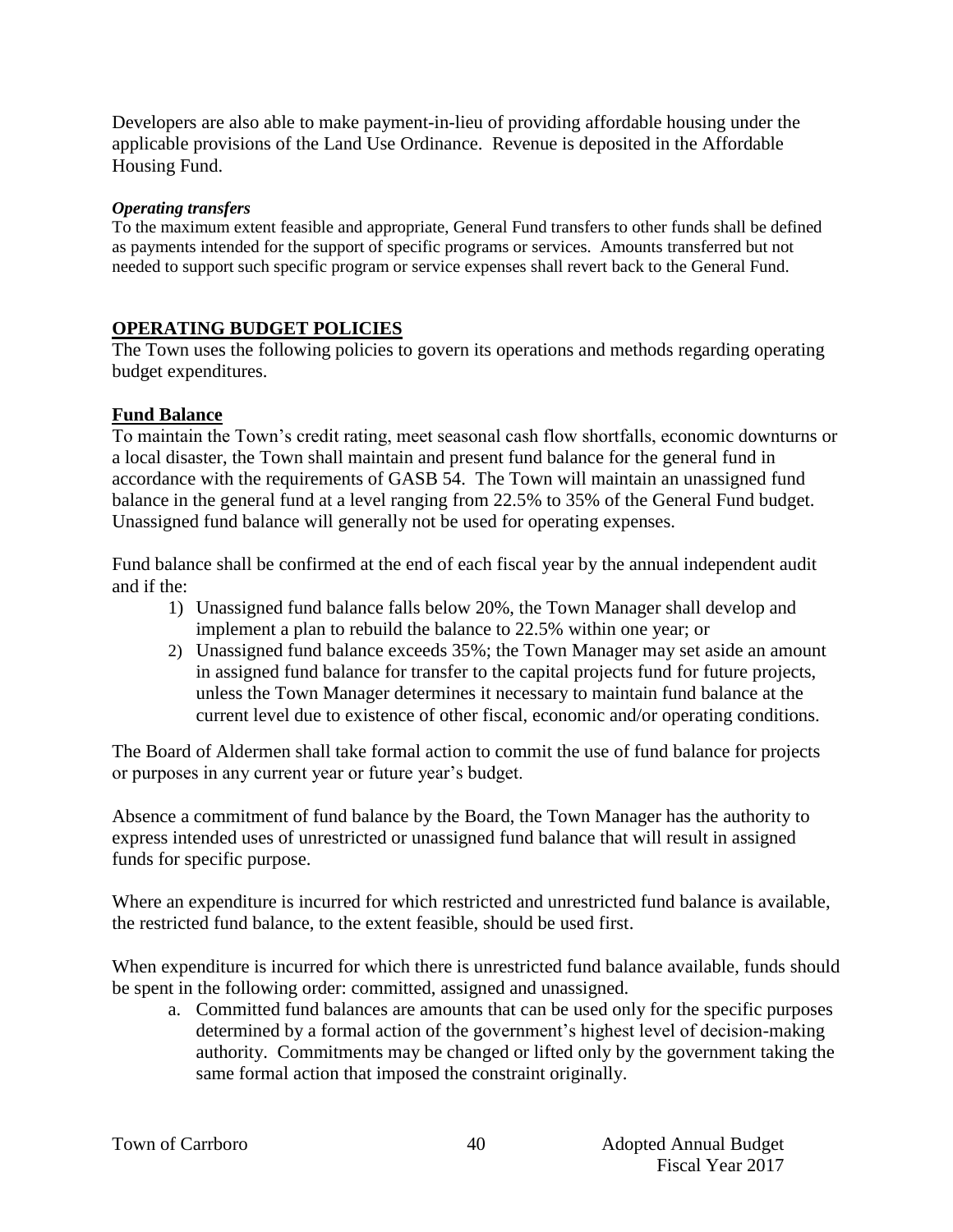Developers are also able to make payment-in-lieu of providing affordable housing under the applicable provisions of the Land Use Ordinance. Revenue is deposited in the Affordable Housing Fund.

***Operating transfers***

To the maximum extent feasible and appropriate, General Fund transfers to other funds shall be defined as payments intended for the support of specific programs or services. Amounts transferred but not needed to support such specific program or service expenses shall revert back to the General Fund.

## OPERATING BUDGET POLICIES

The Town uses the following policies to govern its operations and methods regarding operating budget expenditures.

### Fund Balance

To maintain the Town's credit rating, meet seasonal cash flow shortfalls, economic downturns or a local disaster, the Town shall maintain and present fund balance for the general fund in accordance with the requirements of GASB 54. The Town will maintain an unassigned fund balance in the general fund at a level ranging from 22.5% to 35% of the General Fund budget. Unassigned fund balance will generally not be used for operating expenses.

Fund balance shall be confirmed at the end of each fiscal year by the annual independent audit and if the:

1) Unassigned fund balance falls below 20%, the Town Manager shall develop and implement a plan to rebuild the balance to 22.5% within one year; or
2) Unassigned fund balance exceeds 35%; the Town Manager may set aside an amount in assigned fund balance for transfer to the capital projects fund for future projects, unless the Town Manager determines it necessary to maintain fund balance at the current level due to existence of other fiscal, economic and/or operating conditions.

The Board of Aldermen shall take formal action to commit the use of fund balance for projects or purposes in any current year or future year's budget.

Absence a commitment of fund balance by the Board, the Town Manager has the authority to express intended uses of unrestricted or unassigned fund balance that will result in assigned funds for specific purpose.

Where an expenditure is incurred for which restricted and unrestricted fund balance is available, the restricted fund balance, to the extent feasible, should be used first.

When expenditure is incurred for which there is unrestricted fund balance available, funds should be spent in the following order: committed, assigned and unassigned.

a. Committed fund balances are amounts that can be used only for the specific purposes determined by a formal action of the government's highest level of decision-making authority. Commitments may be changed or lifted only by the government taking the same formal action that imposed the constraint originally.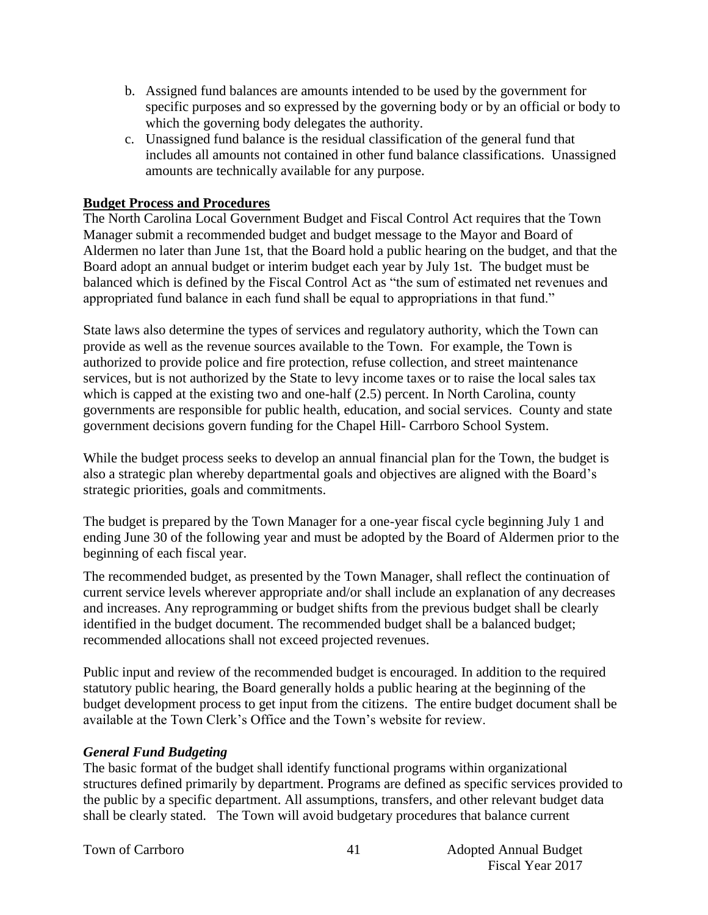b. Assigned fund balances are amounts intended to be used by the government for specific purposes and so expressed by the governing body or by an official or body to which the governing body delegates the authority.
c. Unassigned fund balance is the residual classification of the general fund that includes all amounts not contained in other fund balance classifications. Unassigned amounts are technically available for any purpose.

**Budget Process and Procedures**

The North Carolina Local Government Budget and Fiscal Control Act requires that the Town Manager submit a recommended budget and budget message to the Mayor and Board of Aldermen no later than June 1st, that the Board hold a public hearing on the budget, and that the Board adopt an annual budget or interim budget each year by July 1st. The budget must be balanced which is defined by the Fiscal Control Act as "the sum of estimated net revenues and appropriated fund balance in each fund shall be equal to appropriations in that fund."

State laws also determine the types of services and regulatory authority, which the Town can provide as well as the revenue sources available to the Town. For example, the Town is authorized to provide police and fire protection, refuse collection, and street maintenance services, but is not authorized by the State to levy income taxes or to raise the local sales tax which is capped at the existing two and one-half (2.5) percent. In North Carolina, county governments are responsible for public health, education, and social services. County and state government decisions govern funding for the Chapel Hill- Carrboro School System.

While the budget process seeks to develop an annual financial plan for the Town, the budget is also a strategic plan whereby departmental goals and objectives are aligned with the Board's strategic priorities, goals and commitments.

The budget is prepared by the Town Manager for a one-year fiscal cycle beginning July 1 and ending June 30 of the following year and must be adopted by the Board of Aldermen prior to the beginning of each fiscal year.

The recommended budget, as presented by the Town Manager, shall reflect the continuation of current service levels wherever appropriate and/or shall include an explanation of any decreases and increases. Any reprogramming or budget shifts from the previous budget shall be clearly identified in the budget document. The recommended budget shall be a balanced budget; recommended allocations shall not exceed projected revenues.

Public input and review of the recommended budget is encouraged. In addition to the required statutory public hearing, the Board generally holds a public hearing at the beginning of the budget development process to get input from the citizens. The entire budget document shall be available at the Town Clerk's Office and the Town's website for review.

***General Fund Budgeting***

The basic format of the budget shall identify functional programs within organizational structures defined primarily by department. Programs are defined as specific services provided to the public by a specific department. All assumptions, transfers, and other relevant budget data shall be clearly stated. The Town will avoid budgetary procedures that balance current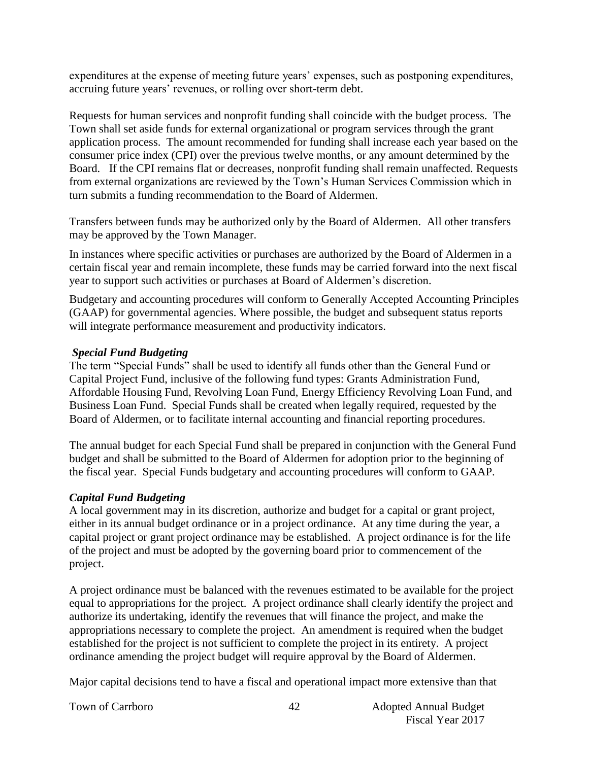expenditures at the expense of meeting future years' expenses, such as postponing expenditures, accruing future years' revenues, or rolling over short-term debt.

Requests for human services and nonprofit funding shall coincide with the budget process. The Town shall set aside funds for external organizational or program services through the grant application process. The amount recommended for funding shall increase each year based on the consumer price index (CPI) over the previous twelve months, or any amount determined by the Board. If the CPI remains flat or decreases, nonprofit funding shall remain unaffected. Requests from external organizations are reviewed by the Town's Human Services Commission which in turn submits a funding recommendation to the Board of Aldermen.

Transfers between funds may be authorized only by the Board of Aldermen. All other transfers may be approved by the Town Manager.

In instances where specific activities or purchases are authorized by the Board of Aldermen in a certain fiscal year and remain incomplete, these funds may be carried forward into the next fiscal year to support such activities or purchases at Board of Aldermen's discretion.

Budgetary and accounting procedures will conform to Generally Accepted Accounting Principles (GAAP) for governmental agencies. Where possible, the budget and subsequent status reports will integrate performance measurement and productivity indicators.

***Special Fund Budgeting***

The term "Special Funds" shall be used to identify all funds other than the General Fund or Capital Project Fund, inclusive of the following fund types: Grants Administration Fund, Affordable Housing Fund, Revolving Loan Fund, Energy Efficiency Revolving Loan Fund, and Business Loan Fund. Special Funds shall be created when legally required, requested by the Board of Aldermen, or to facilitate internal accounting and financial reporting procedures.

The annual budget for each Special Fund shall be prepared in conjunction with the General Fund budget and shall be submitted to the Board of Aldermen for adoption prior to the beginning of the fiscal year. Special Funds budgetary and accounting procedures will conform to GAAP.

***Capital Fund Budgeting***

A local government may in its discretion, authorize and budget for a capital or grant project, either in its annual budget ordinance or in a project ordinance. At any time during the year, a capital project or grant project ordinance may be established. A project ordinance is for the life of the project and must be adopted by the governing board prior to commencement of the project.

A project ordinance must be balanced with the revenues estimated to be available for the project equal to appropriations for the project. A project ordinance shall clearly identify the project and authorize its undertaking, identify the revenues that will finance the project, and make the appropriations necessary to complete the project. An amendment is required when the budget established for the project is not sufficient to complete the project in its entirety. A project ordinance amending the project budget will require approval by the Board of Aldermen.

Major capital decisions tend to have a fiscal and operational impact more extensive than that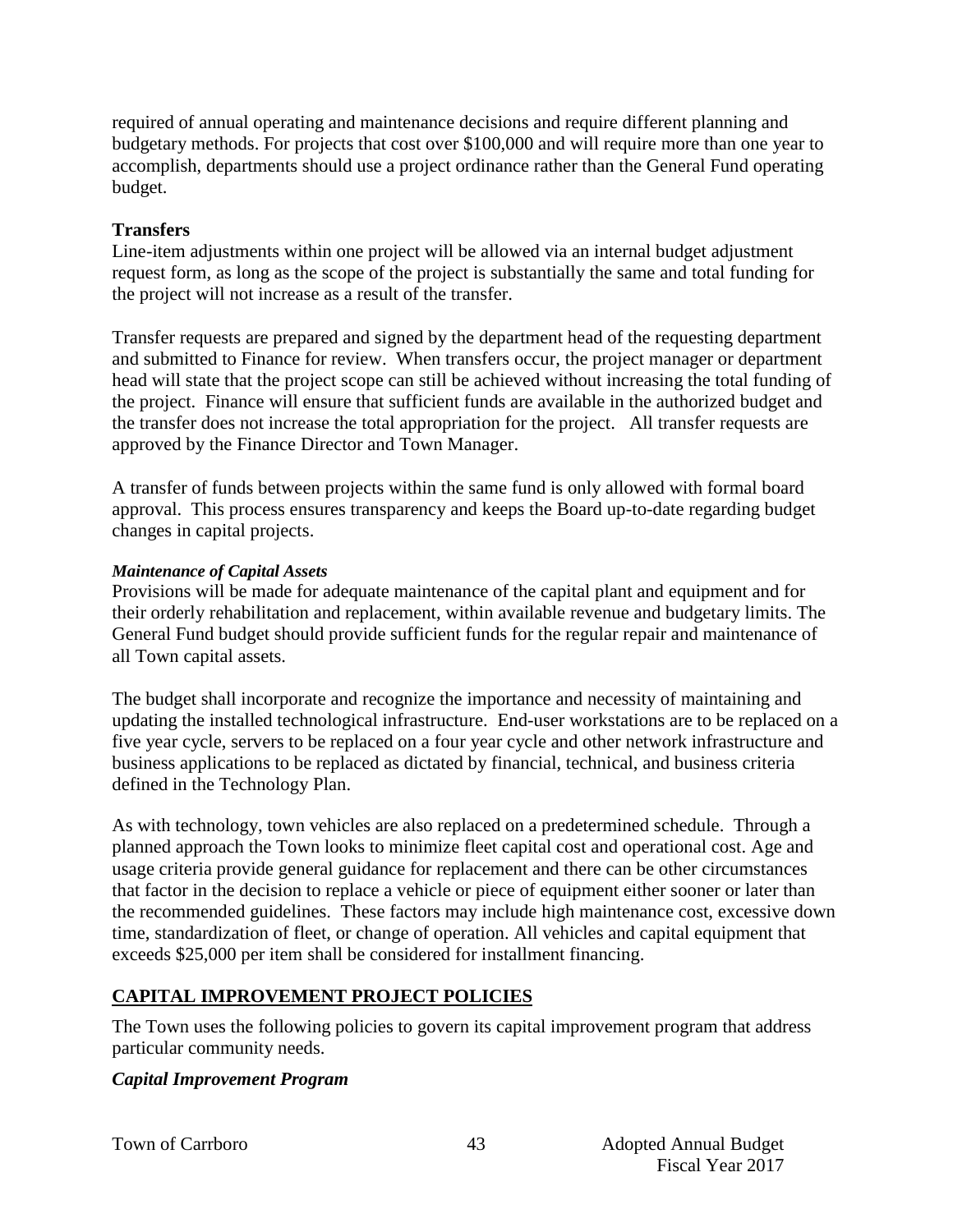required of annual operating and maintenance decisions and require different planning and budgetary methods. For projects that cost over $100,000 and will require more than one year to accomplish, departments should use a project ordinance rather than the General Fund operating budget.

**Transfers**

Line-item adjustments within one project will be allowed via an internal budget adjustment request form, as long as the scope of the project is substantially the same and total funding for the project will not increase as a result of the transfer.

Transfer requests are prepared and signed by the department head of the requesting department and submitted to Finance for review. When transfers occur, the project manager or department head will state that the project scope can still be achieved without increasing the total funding of the project. Finance will ensure that sufficient funds are available in the authorized budget and the transfer does not increase the total appropriation for the project. All transfer requests are approved by the Finance Director and Town Manager.

A transfer of funds between projects within the same fund is only allowed with formal board approval. This process ensures transparency and keeps the Board up-to-date regarding budget changes in capital projects.

***Maintenance of Capital Assets***

Provisions will be made for adequate maintenance of the capital plant and equipment and for their orderly rehabilitation and replacement, within available revenue and budgetary limits. The General Fund budget should provide sufficient funds for the regular repair and maintenance of all Town capital assets.

The budget shall incorporate and recognize the importance and necessity of maintaining and updating the installed technological infrastructure. End-user workstations are to be replaced on a five year cycle, servers to be replaced on a four year cycle and other network infrastructure and business applications to be replaced as dictated by financial, technical, and business criteria defined in the Technology Plan.

As with technology, town vehicles are also replaced on a predetermined schedule. Through a planned approach the Town looks to minimize fleet capital cost and operational cost. Age and usage criteria provide general guidance for replacement and there can be other circumstances that factor in the decision to replace a vehicle or piece of equipment either sooner or later than the recommended guidelines. These factors may include high maintenance cost, excessive down time, standardization of fleet, or change of operation. All vehicles and capital equipment that exceeds $25,000 per item shall be considered for installment financing.

## CAPITAL IMPROVEMENT PROJECT POLICIES

The Town uses the following policies to govern its capital improvement program that address particular community needs.

***Capital Improvement Program***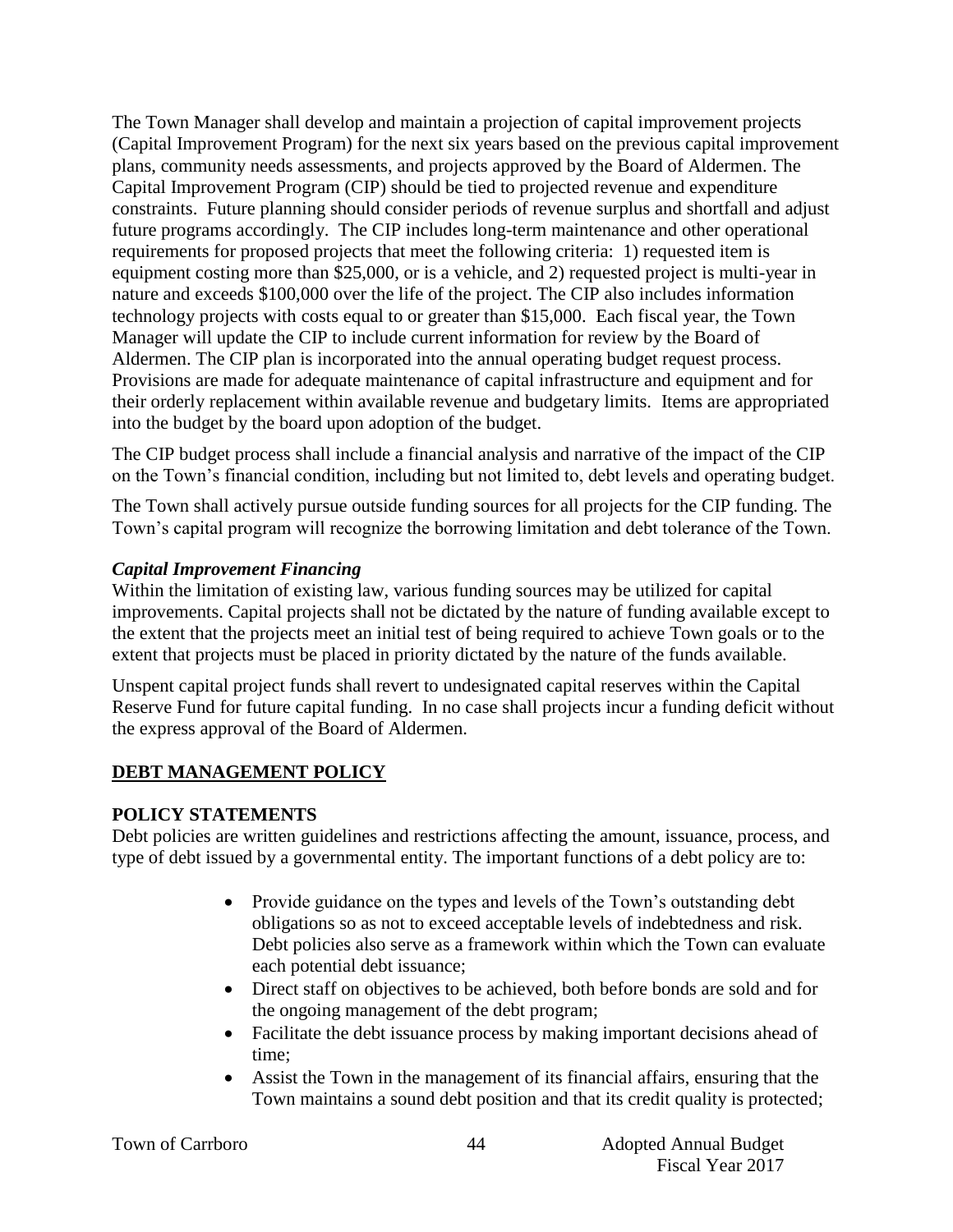The Town Manager shall develop and maintain a projection of capital improvement projects (Capital Improvement Program) for the next six years based on the previous capital improvement plans, community needs assessments, and projects approved by the Board of Aldermen. The Capital Improvement Program (CIP) should be tied to projected revenue and expenditure constraints. Future planning should consider periods of revenue surplus and shortfall and adjust future programs accordingly. The CIP includes long-term maintenance and other operational requirements for proposed projects that meet the following criteria: 1) requested item is equipment costing more than $25,000, or is a vehicle, and 2) requested project is multi-year in nature and exceeds $100,000 over the life of the project. The CIP also includes information technology projects with costs equal to or greater than $15,000. Each fiscal year, the Town Manager will update the CIP to include current information for review by the Board of Aldermen. The CIP plan is incorporated into the annual operating budget request process. Provisions are made for adequate maintenance of capital infrastructure and equipment and for their orderly replacement within available revenue and budgetary limits. Items are appropriated into the budget by the board upon adoption of the budget.

The CIP budget process shall include a financial analysis and narrative of the impact of the CIP on the Town's financial condition, including but not limited to, debt levels and operating budget.

The Town shall actively pursue outside funding sources for all projects for the CIP funding. The Town's capital program will recognize the borrowing limitation and debt tolerance of the Town.

### *Capital Improvement Financing*

Within the limitation of existing law, various funding sources may be utilized for capital improvements. Capital projects shall not be dictated by the nature of funding available except to the extent that the projects meet an initial test of being required to achieve Town goals or to the extent that projects must be placed in priority dictated by the nature of the funds available.

Unspent capital project funds shall revert to undesignated capital reserves within the Capital Reserve Fund for future capital funding. In no case shall projects incur a funding deficit without the express approval of the Board of Aldermen.

## DEBT MANAGEMENT POLICY

### POLICY STATEMENTS

Debt policies are written guidelines and restrictions affecting the amount, issuance, process, and type of debt issued by a governmental entity. The important functions of a debt policy are to:

- Provide guidance on the types and levels of the Town's outstanding debt obligations so as not to exceed acceptable levels of indebtedness and risk. Debt policies also serve as a framework within which the Town can evaluate each potential debt issuance;
- Direct staff on objectives to be achieved, both before bonds are sold and for the ongoing management of the debt program;
- Facilitate the debt issuance process by making important decisions ahead of time;
- Assist the Town in the management of its financial affairs, ensuring that the Town maintains a sound debt position and that its credit quality is protected;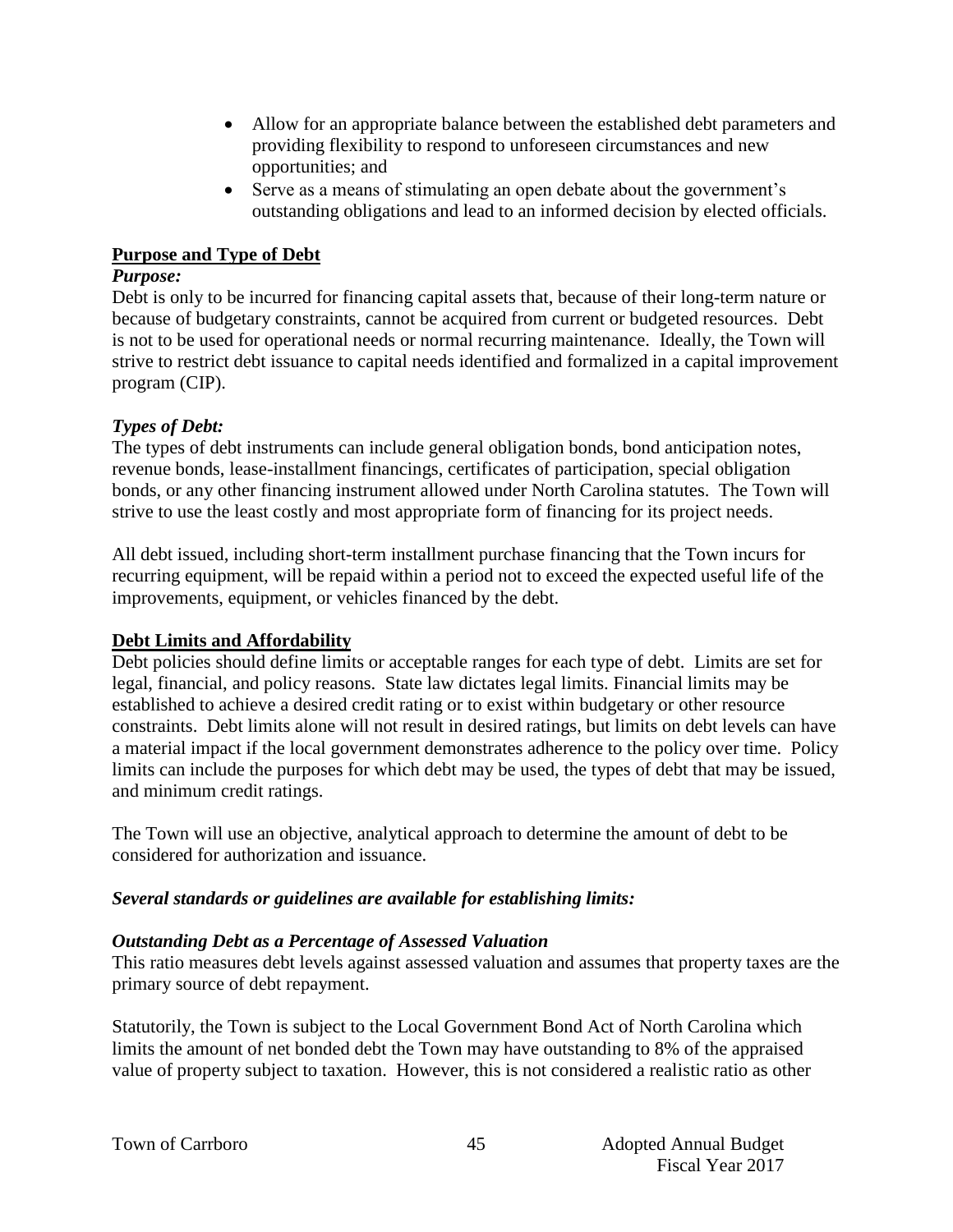- Allow for an appropriate balance between the established debt parameters and providing flexibility to respond to unforeseen circumstances and new opportunities; and
- Serve as a means of stimulating an open debate about the government's outstanding obligations and lead to an informed decision by elected officials.

## Purpose and Type of Debt

### *Purpose:*

Debt is only to be incurred for financing capital assets that, because of their long-term nature or because of budgetary constraints, cannot be acquired from current or budgeted resources. Debt is not to be used for operational needs or normal recurring maintenance. Ideally, the Town will strive to restrict debt issuance to capital needs identified and formalized in a capital improvement program (CIP).

### *Types of Debt:*

The types of debt instruments can include general obligation bonds, bond anticipation notes, revenue bonds, lease-installment financings, certificates of participation, special obligation bonds, or any other financing instrument allowed under North Carolina statutes. The Town will strive to use the least costly and most appropriate form of financing for its project needs.

All debt issued, including short-term installment purchase financing that the Town incurs for recurring equipment, will be repaid within a period not to exceed the expected useful life of the improvements, equipment, or vehicles financed by the debt.

## Debt Limits and Affordability

Debt policies should define limits or acceptable ranges for each type of debt. Limits are set for legal, financial, and policy reasons. State law dictates legal limits. Financial limits may be established to achieve a desired credit rating or to exist within budgetary or other resource constraints. Debt limits alone will not result in desired ratings, but limits on debt levels can have a material impact if the local government demonstrates adherence to the policy over time. Policy limits can include the purposes for which debt may be used, the types of debt that may be issued, and minimum credit ratings.

The Town will use an objective, analytical approach to determine the amount of debt to be considered for authorization and issuance.

### *Several standards or guidelines are available for establishing limits:*

### *Outstanding Debt as a Percentage of Assessed Valuation*

This ratio measures debt levels against assessed valuation and assumes that property taxes are the primary source of debt repayment.

Statutorily, the Town is subject to the Local Government Bond Act of North Carolina which limits the amount of net bonded debt the Town may have outstanding to 8% of the appraised value of property subject to taxation. However, this is not considered a realistic ratio as other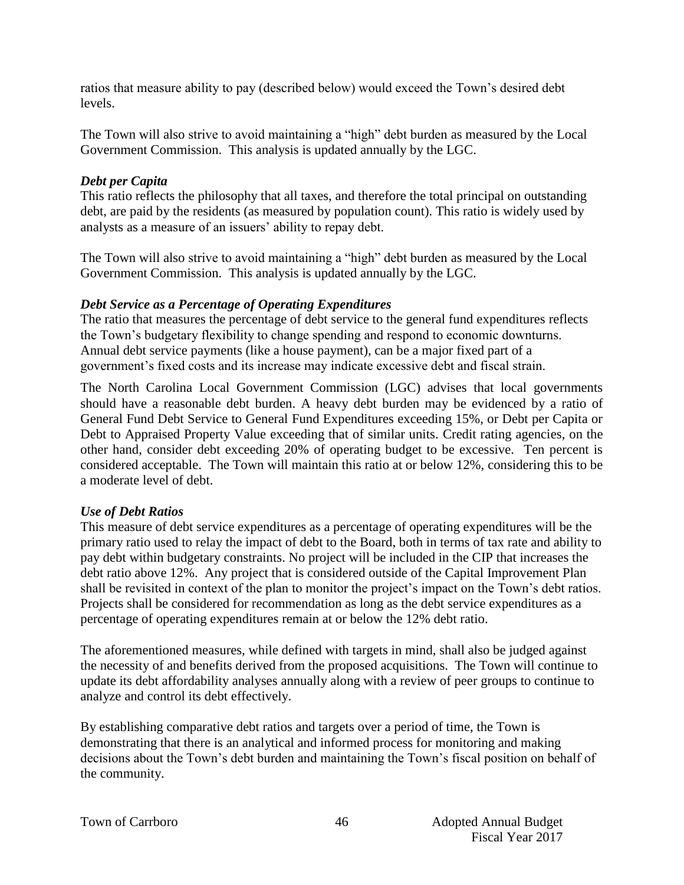ratios that measure ability to pay (described below) would exceed the Town's desired debt levels.

The Town will also strive to avoid maintaining a "high" debt burden as measured by the Local Government Commission. This analysis is updated annually by the LGC.

### *Debt per Capita*

This ratio reflects the philosophy that all taxes, and therefore the total principal on outstanding debt, are paid by the residents (as measured by population count). This ratio is widely used by analysts as a measure of an issuers' ability to repay debt.

The Town will also strive to avoid maintaining a "high" debt burden as measured by the Local Government Commission. This analysis is updated annually by the LGC.

### *Debt Service as a Percentage of Operating Expenditures*

The ratio that measures the percentage of debt service to the general fund expenditures reflects the Town's budgetary flexibility to change spending and respond to economic downturns. Annual debt service payments (like a house payment), can be a major fixed part of a government's fixed costs and its increase may indicate excessive debt and fiscal strain.

The North Carolina Local Government Commission (LGC) advises that local governments should have a reasonable debt burden. A heavy debt burden may be evidenced by a ratio of General Fund Debt Service to General Fund Expenditures exceeding 15%, or Debt per Capita or Debt to Appraised Property Value exceeding that of similar units. Credit rating agencies, on the other hand, consider debt exceeding 20% of operating budget to be excessive. Ten percent is considered acceptable. The Town will maintain this ratio at or below 12%, considering this to be a moderate level of debt.

### *Use of Debt Ratios*

This measure of debt service expenditures as a percentage of operating expenditures will be the primary ratio used to relay the impact of debt to the Board, both in terms of tax rate and ability to pay debt within budgetary constraints. No project will be included in the CIP that increases the debt ratio above 12%. Any project that is considered outside of the Capital Improvement Plan shall be revisited in context of the plan to monitor the project's impact on the Town's debt ratios. Projects shall be considered for recommendation as long as the debt service expenditures as a percentage of operating expenditures remain at or below the 12% debt ratio.

The aforementioned measures, while defined with targets in mind, shall also be judged against the necessity of and benefits derived from the proposed acquisitions. The Town will continue to update its debt affordability analyses annually along with a review of peer groups to continue to analyze and control its debt effectively.

By establishing comparative debt ratios and targets over a period of time, the Town is demonstrating that there is an analytical and informed process for monitoring and making decisions about the Town's debt burden and maintaining the Town's fiscal position on behalf of the community.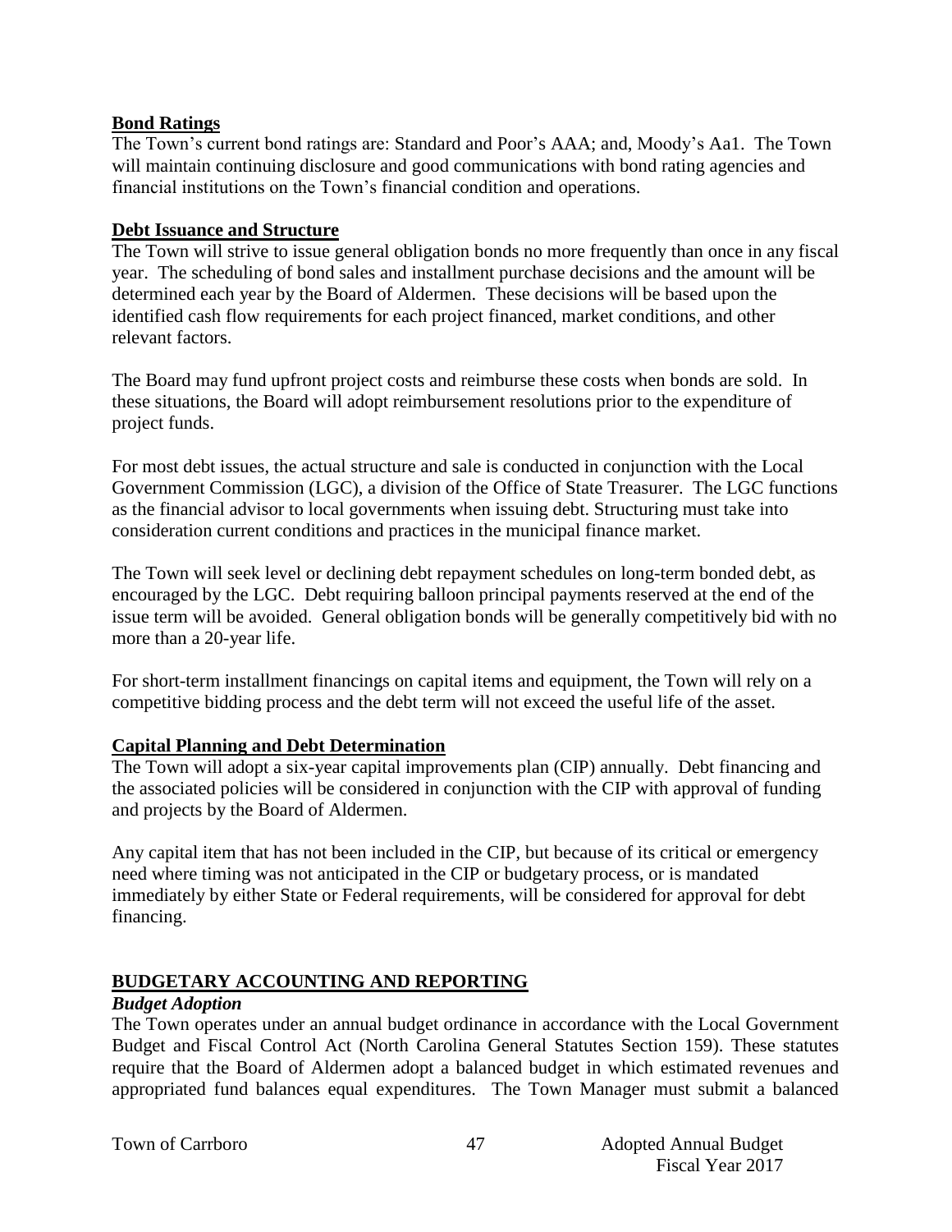**Bond Ratings**

The Town's current bond ratings are: Standard and Poor's AAA; and, Moody's Aa1. The Town will maintain continuing disclosure and good communications with bond rating agencies and financial institutions on the Town's financial condition and operations.

**Debt Issuance and Structure**

The Town will strive to issue general obligation bonds no more frequently than once in any fiscal year. The scheduling of bond sales and installment purchase decisions and the amount will be determined each year by the Board of Aldermen. These decisions will be based upon the identified cash flow requirements for each project financed, market conditions, and other relevant factors.

The Board may fund upfront project costs and reimburse these costs when bonds are sold. In these situations, the Board will adopt reimbursement resolutions prior to the expenditure of project funds.

For most debt issues, the actual structure and sale is conducted in conjunction with the Local Government Commission (LGC), a division of the Office of State Treasurer. The LGC functions as the financial advisor to local governments when issuing debt. Structuring must take into consideration current conditions and practices in the municipal finance market.

The Town will seek level or declining debt repayment schedules on long-term bonded debt, as encouraged by the LGC. Debt requiring balloon principal payments reserved at the end of the issue term will be avoided. General obligation bonds will be generally competitively bid with no more than a 20-year life.

For short-term installment financings on capital items and equipment, the Town will rely on a competitive bidding process and the debt term will not exceed the useful life of the asset.

**Capital Planning and Debt Determination**

The Town will adopt a six-year capital improvements plan (CIP) annually. Debt financing and the associated policies will be considered in conjunction with the CIP with approval of funding and projects by the Board of Aldermen.

Any capital item that has not been included in the CIP, but because of its critical or emergency need where timing was not anticipated in the CIP or budgetary process, or is mandated immediately by either State or Federal requirements, will be considered for approval for debt financing.

## BUDGETARY ACCOUNTING AND REPORTING

***Budget Adoption***

The Town operates under an annual budget ordinance in accordance with the Local Government Budget and Fiscal Control Act (North Carolina General Statutes Section 159). These statutes require that the Board of Aldermen adopt a balanced budget in which estimated revenues and appropriated fund balances equal expenditures. The Town Manager must submit a balanced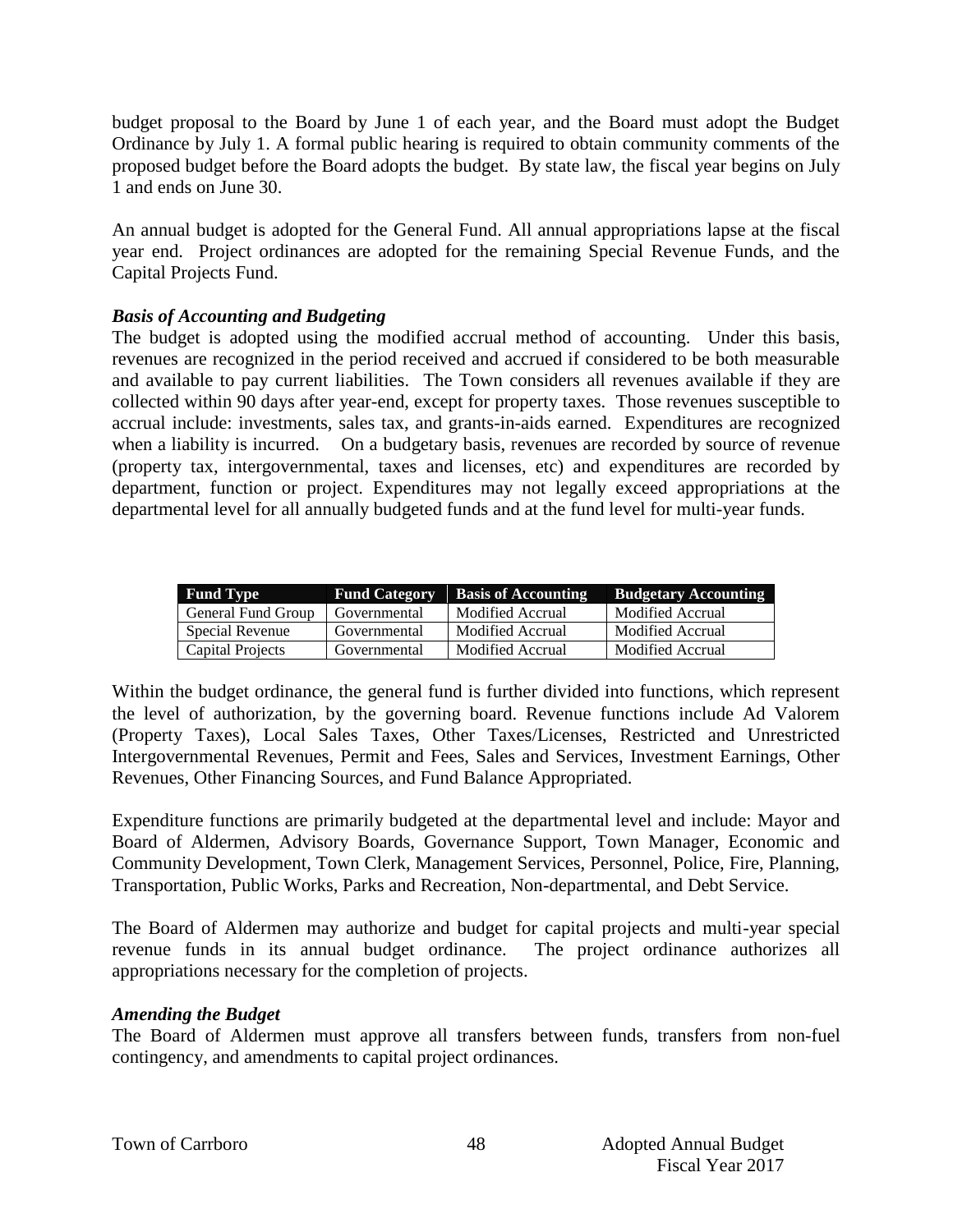budget proposal to the Board by June 1 of each year, and the Board must adopt the Budget Ordinance by July 1. A formal public hearing is required to obtain community comments of the proposed budget before the Board adopts the budget. By state law, the fiscal year begins on July 1 and ends on June 30.

An annual budget is adopted for the General Fund. All annual appropriations lapse at the fiscal year end. Project ordinances are adopted for the remaining Special Revenue Funds, and the Capital Projects Fund.

### *Basis of Accounting and Budgeting*

The budget is adopted using the modified accrual method of accounting. Under this basis, revenues are recognized in the period received and accrued if considered to be both measurable and available to pay current liabilities. The Town considers all revenues available if they are collected within 90 days after year-end, except for property taxes. Those revenues susceptible to accrual include: investments, sales tax, and grants-in-aids earned. Expenditures are recognized when a liability is incurred. On a budgetary basis, revenues are recorded by source of revenue (property tax, intergovernmental, taxes and licenses, etc) and expenditures are recorded by department, function or project. Expenditures may not legally exceed appropriations at the departmental level for all annually budgeted funds and at the fund level for multi-year funds.

| Fund Type | Fund Category | Basis of Accounting | Budgetary Accounting |
|---|---|---|---|
| General Fund Group | Governmental | Modified Accrual | Modified Accrual |
| Special Revenue | Governmental | Modified Accrual | Modified Accrual |
| Capital Projects | Governmental | Modified Accrual | Modified Accrual |

Within the budget ordinance, the general fund is further divided into functions, which represent the level of authorization, by the governing board. Revenue functions include Ad Valorem (Property Taxes), Local Sales Taxes, Other Taxes/Licenses, Restricted and Unrestricted Intergovernmental Revenues, Permit and Fees, Sales and Services, Investment Earnings, Other Revenues, Other Financing Sources, and Fund Balance Appropriated.

Expenditure functions are primarily budgeted at the departmental level and include: Mayor and Board of Aldermen, Advisory Boards, Governance Support, Town Manager, Economic and Community Development, Town Clerk, Management Services, Personnel, Police, Fire, Planning, Transportation, Public Works, Parks and Recreation, Non-departmental, and Debt Service.

The Board of Aldermen may authorize and budget for capital projects and multi-year special revenue funds in its annual budget ordinance. The project ordinance authorizes all appropriations necessary for the completion of projects.

### *Amending the Budget*

The Board of Aldermen must approve all transfers between funds, transfers from non-fuel contingency, and amendments to capital project ordinances.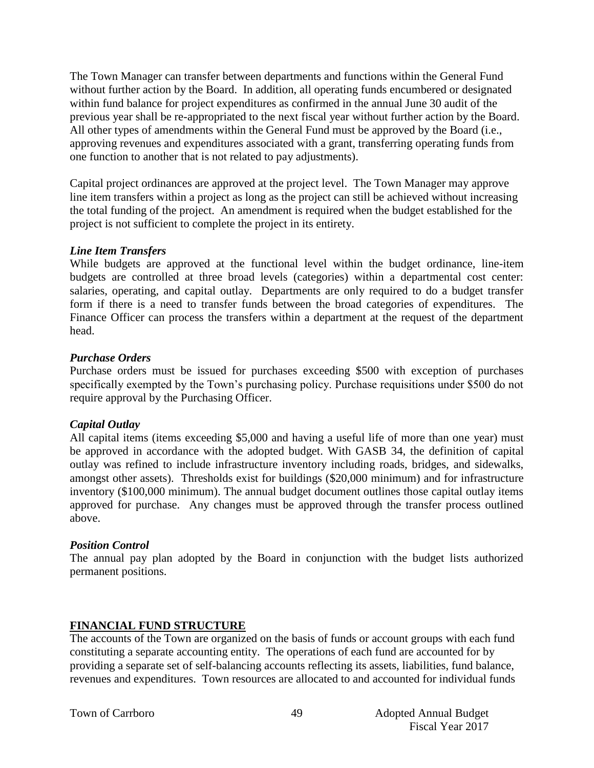The Town Manager can transfer between departments and functions within the General Fund without further action by the Board. In addition, all operating funds encumbered or designated within fund balance for project expenditures as confirmed in the annual June 30 audit of the previous year shall be re-appropriated to the next fiscal year without further action by the Board. All other types of amendments within the General Fund must be approved by the Board (i.e., approving revenues and expenditures associated with a grant, transferring operating funds from one function to another that is not related to pay adjustments).

Capital project ordinances are approved at the project level. The Town Manager may approve line item transfers within a project as long as the project can still be achieved without increasing the total funding of the project. An amendment is required when the budget established for the project is not sufficient to complete the project in its entirety.

***Line Item Transfers***

While budgets are approved at the functional level within the budget ordinance, line-item budgets are controlled at three broad levels (categories) within a departmental cost center: salaries, operating, and capital outlay. Departments are only required to do a budget transfer form if there is a need to transfer funds between the broad categories of expenditures. The Finance Officer can process the transfers within a department at the request of the department head.

***Purchase Orders***

Purchase orders must be issued for purchases exceeding $500 with exception of purchases specifically exempted by the Town's purchasing policy. Purchase requisitions under $500 do not require approval by the Purchasing Officer.

***Capital Outlay***

All capital items (items exceeding $5,000 and having a useful life of more than one year) must be approved in accordance with the adopted budget. With GASB 34, the definition of capital outlay was refined to include infrastructure inventory including roads, bridges, and sidewalks, amongst other assets). Thresholds exist for buildings ($20,000 minimum) and for infrastructure inventory ($100,000 minimum). The annual budget document outlines those capital outlay items approved for purchase. Any changes must be approved through the transfer process outlined above.

***Position Control***

The annual pay plan adopted by the Board in conjunction with the budget lists authorized permanent positions.

## FINANCIAL FUND STRUCTURE

The accounts of the Town are organized on the basis of funds or account groups with each fund constituting a separate accounting entity. The operations of each fund are accounted for by providing a separate set of self-balancing accounts reflecting its assets, liabilities, fund balance, revenues and expenditures. Town resources are allocated to and accounted for individual funds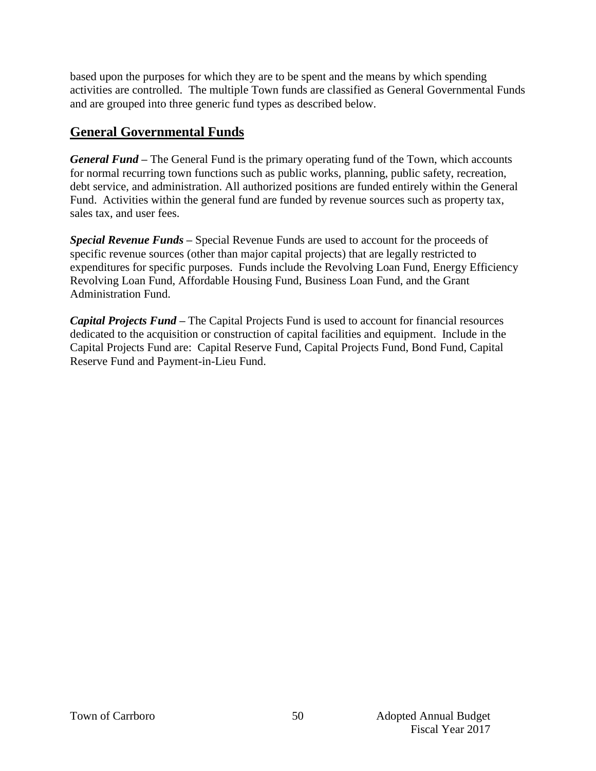based upon the purposes for which they are to be spent and the means by which spending activities are controlled. The multiple Town funds are classified as General Governmental Funds and are grouped into three generic fund types as described below.

## General Governmental Funds

***General Fund*** – The General Fund is the primary operating fund of the Town, which accounts for normal recurring town functions such as public works, planning, public safety, recreation, debt service, and administration. All authorized positions are funded entirely within the General Fund. Activities within the general fund are funded by revenue sources such as property tax, sales tax, and user fees.

***Special Revenue Funds*** – Special Revenue Funds are used to account for the proceeds of specific revenue sources (other than major capital projects) that are legally restricted to expenditures for specific purposes. Funds include the Revolving Loan Fund, Energy Efficiency Revolving Loan Fund, Affordable Housing Fund, Business Loan Fund, and the Grant Administration Fund.

***Capital Projects Fund*** – The Capital Projects Fund is used to account for financial resources dedicated to the acquisition or construction of capital facilities and equipment. Include in the Capital Projects Fund are: Capital Reserve Fund, Capital Projects Fund, Bond Fund, Capital Reserve Fund and Payment-in-Lieu Fund.